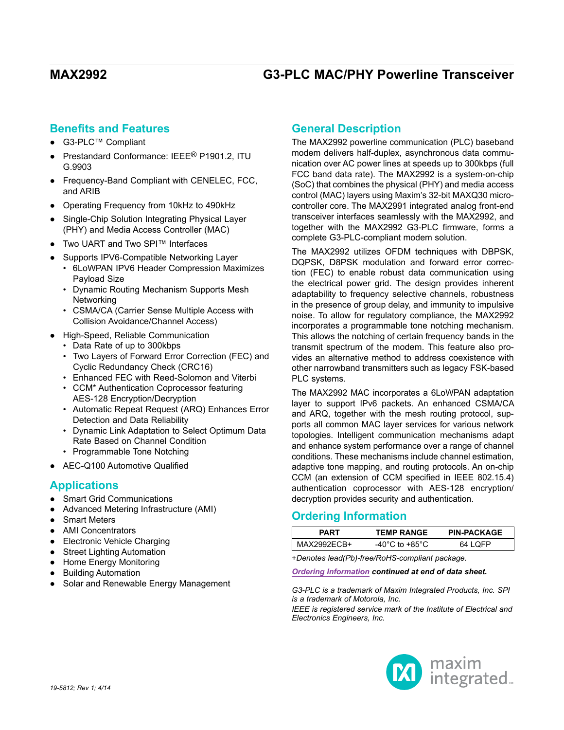# MAX2992 G3-PLC MAC/PHY Powerline Transceiver

## Benefits and Features

- G3-PLC™ Compliant
- Prestandard Conformance: IEEE® P1901.2, ITU G.9903
- Frequency-Band Compliant with CENELEC, FCC, and ARIB
- Operating Frequency from 10kHz to 490kHz
- Single-Chip Solution Integrating Physical Layer (PHY) and Media Access Controller (MAC)
- Two UART and Two SPI™ Interfaces
- Supports IPV6-Compatible Networking Layer
  - 6LoWPAN IPV6 Header Compression Maximizes Payload Size
  - Dynamic Routing Mechanism Supports Mesh Networking
  - CSMA/CA (Carrier Sense Multiple Access with Collision Avoidance/Channel Access)
- High-Speed, Reliable Communication
  - Data Rate of up to 300kbps
  - Two Layers of Forward Error Correction (FEC) and Cyclic Redundancy Check (CRC16)
  - Enhanced FEC with Reed-Solomon and Viterbi
  - CCM* Authentication Coprocessor featuring AES-128 Encryption/Decryption
  - Automatic Repeat Request (ARQ) Enhances Error Detection and Data Reliability
  - Dynamic Link Adaptation to Select Optimum Data Rate Based on Channel Condition
  - Programmable Tone Notching
- AEC-Q100 Automotive Qualified

## Applications

- Smart Grid Communications
- Advanced Metering Infrastructure (AMI)
- Smart Meters
- AMI Concentrators
- Electronic Vehicle Charging
- Street Lighting Automation
- Home Energy Monitoring
- Building Automation
- Solar and Renewable Energy Management

## General Description

The MAX2992 powerline communication (PLC) baseband modem delivers half-duplex, asynchronous data communication over AC power lines at speeds up to 300kbps (full FCC band data rate). The MAX2992 is a system-on-chip (SoC) that combines the physical (PHY) and media access control (MAC) layers using Maxim's 32-bit MAXQ30 microcontroller core. The MAX2991 integrated analog front-end transceiver interfaces seamlessly with the MAX2992, and together with the MAX2992 G3-PLC firmware, forms a complete G3-PLC-compliant modem solution.

The MAX2992 utilizes OFDM techniques with DBPSK, DQPSK, D8PSK modulation and forward error correction (FEC) to enable robust data communication using the electrical power grid. The design provides inherent adaptability to frequency selective channels, robustness in the presence of group delay, and immunity to impulsive noise. To allow for regulatory compliance, the MAX2992 incorporates a programmable tone notching mechanism. This allows the notching of certain frequency bands in the transmit spectrum of the modem. This feature also provides an alternative method to address coexistence with other narrowband transmitters such as legacy FSK-based PLC systems.

The MAX2992 MAC incorporates a 6LoWPAN adaptation layer to support IPv6 packets. An enhanced CSMA/CA and ARQ, together with the mesh routing protocol, supports all common MAC layer services for various network topologies. Intelligent communication mechanisms adapt and enhance system performance over a range of channel conditions. These mechanisms include channel estimation, adaptive tone mapping, and routing protocols. An on-chip CCM (an extension of CCM specified in IEEE 802.15.4) authentication coprocessor with AES-128 encryption/decryption provides security and authentication.

## Ordering Information

| PART | TEMP RANGE | PIN-PACKAGE |
|---|---|---|
| MAX2992ECB+ | -40°C to +85°C | 64 LQFP |

*+Denotes lead(Pb)-free/RoHS-compliant package.*

***Ordering Information continued at end of data sheet.***

*G3-PLC is a trademark of Maxim Integrated Products, Inc. SPI is a trademark of Motorola, Inc.*

*IEEE is registered service mark of the Institute of Electrical and Electronics Engineers, Inc.*

*19-5812; Rev 1; 4/14*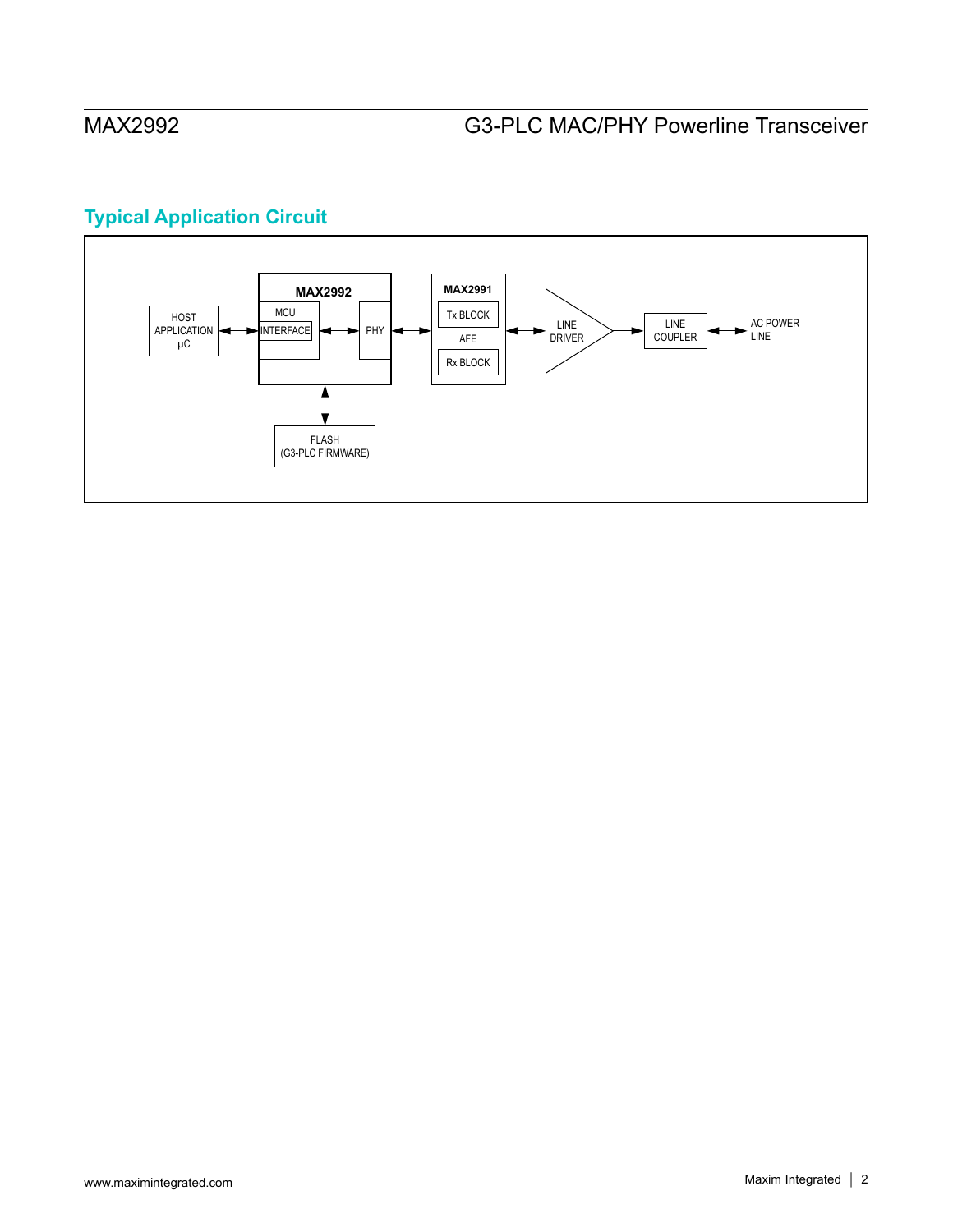## Typical Application Circuit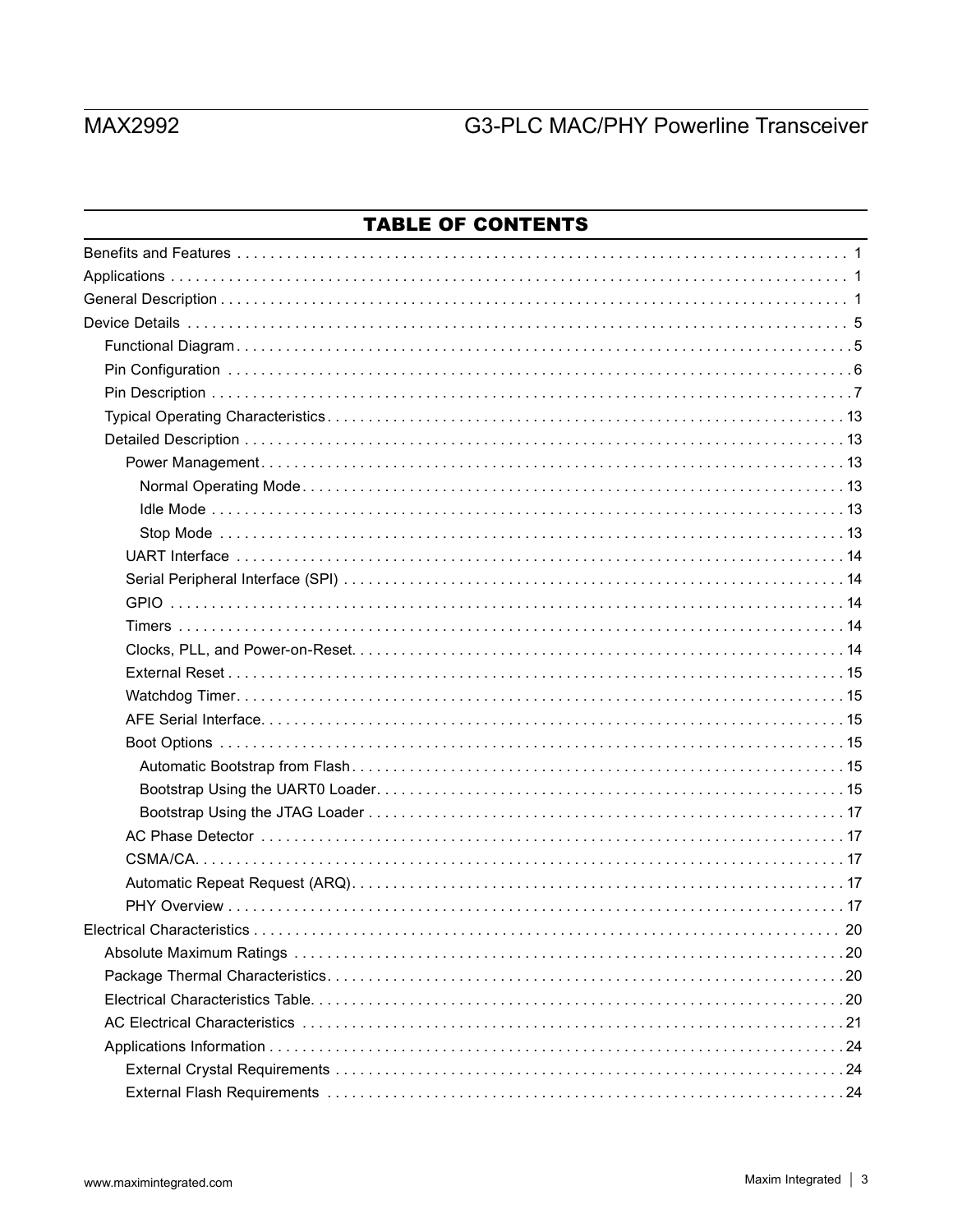## TABLE OF CONTENTS

Benefits and Features . . . . . . . . . . . . . . . . . . . . . . . . . . . . . . . . . . . . . . . . . . . . . . . . . . . . . . . . . . . . . . . . . . . . . 1
Applications . . . . . . . . . . . . . . . . . . . . . . . . . . . . . . . . . . . . . . . . . . . . . . . . . . . . . . . . . . . . . . . . . . . . . . . . . . . . . 1
General Description . . . . . . . . . . . . . . . . . . . . . . . . . . . . . . . . . . . . . . . . . . . . . . . . . . . . . . . . . . . . . . . . . . . . . . . 1
Device Details . . . . . . . . . . . . . . . . . . . . . . . . . . . . . . . . . . . . . . . . . . . . . . . . . . . . . . . . . . . . . . . . . . . . . . . . . . . . 5
- Functional Diagram . . . . . . . . . . . . . . . . . . . . . . . . . . . . . . . . . . . . . . . . . . . . . . . . . . . . . . . . . . . . . . . . . . . . . . 5
- Pin Configuration . . . . . . . . . . . . . . . . . . . . . . . . . . . . . . . . . . . . . . . . . . . . . . . . . . . . . . . . . . . . . . . . . . . . . . . 6
- Pin Description . . . . . . . . . . . . . . . . . . . . . . . . . . . . . . . . . . . . . . . . . . . . . . . . . . . . . . . . . . . . . . . . . . . . . . . . . 7
- Typical Operating Characteristics . . . . . . . . . . . . . . . . . . . . . . . . . . . . . . . . . . . . . . . . . . . . . . . . . . . . . . . . . . 13
- Detailed Description . . . . . . . . . . . . . . . . . . . . . . . . . . . . . . . . . . . . . . . . . . . . . . . . . . . . . . . . . . . . . . . . . . . . 13
  - Power Management . . . . . . . . . . . . . . . . . . . . . . . . . . . . . . . . . . . . . . . . . . . . . . . . . . . . . . . . . . . . . . . . . . 13
    - Normal Operating Mode . . . . . . . . . . . . . . . . . . . . . . . . . . . . . . . . . . . . . . . . . . . . . . . . . . . . . . . . . . . . . 13
    - Idle Mode . . . . . . . . . . . . . . . . . . . . . . . . . . . . . . . . . . . . . . . . . . . . . . . . . . . . . . . . . . . . . . . . . . . . . . . . 13
    - Stop Mode . . . . . . . . . . . . . . . . . . . . . . . . . . . . . . . . . . . . . . . . . . . . . . . . . . . . . . . . . . . . . . . . . . . . . . . 13
  - UART Interface . . . . . . . . . . . . . . . . . . . . . . . . . . . . . . . . . . . . . . . . . . . . . . . . . . . . . . . . . . . . . . . . . . . . . 14
  - Serial Peripheral Interface (SPI) . . . . . . . . . . . . . . . . . . . . . . . . . . . . . . . . . . . . . . . . . . . . . . . . . . . . . . . . 14
  - GPIO . . . . . . . . . . . . . . . . . . . . . . . . . . . . . . . . . . . . . . . . . . . . . . . . . . . . . . . . . . . . . . . . . . . . . . . . . . . . . 14
  - Timers . . . . . . . . . . . . . . . . . . . . . . . . . . . . . . . . . . . . . . . . . . . . . . . . . . . . . . . . . . . . . . . . . . . . . . . . . . . . 14
  - Clocks, PLL, and Power-on-Reset . . . . . . . . . . . . . . . . . . . . . . . . . . . . . . . . . . . . . . . . . . . . . . . . . . . . . . . 14
  - External Reset . . . . . . . . . . . . . . . . . . . . . . . . . . . . . . . . . . . . . . . . . . . . . . . . . . . . . . . . . . . . . . . . . . . . . . 15
  - Watchdog Timer . . . . . . . . . . . . . . . . . . . . . . . . . . . . . . . . . . . . . . . . . . . . . . . . . . . . . . . . . . . . . . . . . . . . . 15
  - AFE Serial Interface . . . . . . . . . . . . . . . . . . . . . . . . . . . . . . . . . . . . . . . . . . . . . . . . . . . . . . . . . . . . . . . . . . 15
  - Boot Options . . . . . . . . . . . . . . . . . . . . . . . . . . . . . . . . . . . . . . . . . . . . . . . . . . . . . . . . . . . . . . . . . . . . . . . 15
    - Automatic Bootstrap from Flash . . . . . . . . . . . . . . . . . . . . . . . . . . . . . . . . . . . . . . . . . . . . . . . . . . . . . . 15
    - Bootstrap Using the UART0 Loader . . . . . . . . . . . . . . . . . . . . . . . . . . . . . . . . . . . . . . . . . . . . . . . . . . . . 15
    - Bootstrap Using the JTAG Loader . . . . . . . . . . . . . . . . . . . . . . . . . . . . . . . . . . . . . . . . . . . . . . . . . . . . . 17
  - AC Phase Detector . . . . . . . . . . . . . . . . . . . . . . . . . . . . . . . . . . . . . . . . . . . . . . . . . . . . . . . . . . . . . . . . . . . 17
  - CSMA/CA . . . . . . . . . . . . . . . . . . . . . . . . . . . . . . . . . . . . . . . . . . . . . . . . . . . . . . . . . . . . . . . . . . . . . . . . . 17
  - Automatic Repeat Request (ARQ) . . . . . . . . . . . . . . . . . . . . . . . . . . . . . . . . . . . . . . . . . . . . . . . . . . . . . . . 17
  - PHY Overview . . . . . . . . . . . . . . . . . . . . . . . . . . . . . . . . . . . . . . . . . . . . . . . . . . . . . . . . . . . . . . . . . . . . . 17

Electrical Characteristics . . . . . . . . . . . . . . . . . . . . . . . . . . . . . . . . . . . . . . . . . . . . . . . . . . . . . . . . . . . . . . . . . . 20
- Absolute Maximum Ratings . . . . . . . . . . . . . . . . . . . . . . . . . . . . . . . . . . . . . . . . . . . . . . . . . . . . . . . . . . . . . . . 20
- Package Thermal Characteristics . . . . . . . . . . . . . . . . . . . . . . . . . . . . . . . . . . . . . . . . . . . . . . . . . . . . . . . . . . 20
- Electrical Characteristics Table . . . . . . . . . . . . . . . . . . . . . . . . . . . . . . . . . . . . . . . . . . . . . . . . . . . . . . . . . . . 20
- AC Electrical Characteristics . . . . . . . . . . . . . . . . . . . . . . . . . . . . . . . . . . . . . . . . . . . . . . . . . . . . . . . . . . . . . 21
- Applications Information . . . . . . . . . . . . . . . . . . . . . . . . . . . . . . . . . . . . . . . . . . . . . . . . . . . . . . . . . . . . . . . . 24
  - External Crystal Requirements . . . . . . . . . . . . . . . . . . . . . . . . . . . . . . . . . . . . . . . . . . . . . . . . . . . . . . . . . 24
  - External Flash Requirements . . . . . . . . . . . . . . . . . . . . . . . . . . . . . . . . . . . . . . . . . . . . . . . . . . . . . . . . . . 24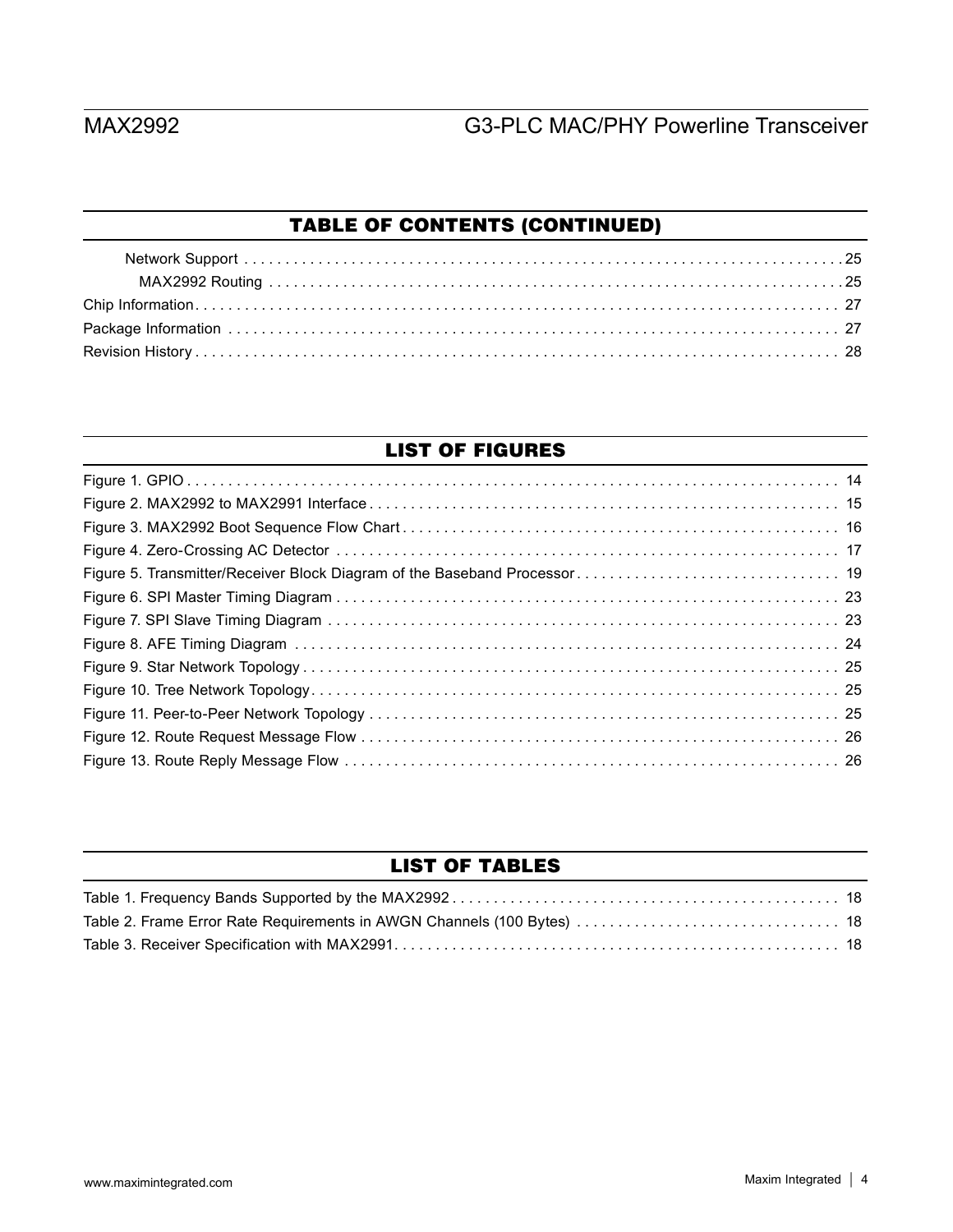## TABLE OF CONTENTS (CONTINUED)

- Network Support . . . . . . . . . . . . . . . . . . . . . . . . . . . . . . . . . . . . . . . . . . . . . . . . . . . . . . . . . . . . . . . . . . . . . . . . . 25
  - MAX2992 Routing . . . . . . . . . . . . . . . . . . . . . . . . . . . . . . . . . . . . . . . . . . . . . . . . . . . . . . . . . . . . . . . . . . . . 25
- Chip Information . . . . . . . . . . . . . . . . . . . . . . . . . . . . . . . . . . . . . . . . . . . . . . . . . . . . . . . . . . . . . . . . . . . . . . . . . . . 27
- Package Information . . . . . . . . . . . . . . . . . . . . . . . . . . . . . . . . . . . . . . . . . . . . . . . . . . . . . . . . . . . . . . . . . . . . . . . 27
- Revision History . . . . . . . . . . . . . . . . . . . . . . . . . . . . . . . . . . . . . . . . . . . . . . . . . . . . . . . . . . . . . . . . . . . . . . . . . . 28

## LIST OF FIGURES

- Figure 1. GPIO . . . . . . . . . . . . . . . . . . . . . . . . . . . . . . . . . . . . . . . . . . . . . . . . . . . . . . . . . . . . . . . . . . . . . . . . . . . 14
- Figure 2. MAX2992 to MAX2991 Interface . . . . . . . . . . . . . . . . . . . . . . . . . . . . . . . . . . . . . . . . . . . . . . . . . . . . . . . . . 15
- Figure 3. MAX2992 Boot Sequence Flow Chart . . . . . . . . . . . . . . . . . . . . . . . . . . . . . . . . . . . . . . . . . . . . . . . . . . . . . 16
- Figure 4. Zero-Crossing AC Detector . . . . . . . . . . . . . . . . . . . . . . . . . . . . . . . . . . . . . . . . . . . . . . . . . . . . . . . . . . . . 17
- Figure 5. Transmitter/Receiver Block Diagram of the Baseband Processor . . . . . . . . . . . . . . . . . . . . . . . . . . . . . . . . 19
- Figure 6. SPI Master Timing Diagram . . . . . . . . . . . . . . . . . . . . . . . . . . . . . . . . . . . . . . . . . . . . . . . . . . . . . . . . . . . . . 23
- Figure 7. SPI Slave Timing Diagram . . . . . . . . . . . . . . . . . . . . . . . . . . . . . . . . . . . . . . . . . . . . . . . . . . . . . . . . . . . . . 23
- Figure 8. AFE Timing Diagram . . . . . . . . . . . . . . . . . . . . . . . . . . . . . . . . . . . . . . . . . . . . . . . . . . . . . . . . . . . . . . . . . 24
- Figure 9. Star Network Topology . . . . . . . . . . . . . . . . . . . . . . . . . . . . . . . . . . . . . . . . . . . . . . . . . . . . . . . . . . . . . . . . 25
- Figure 10. Tree Network Topology . . . . . . . . . . . . . . . . . . . . . . . . . . . . . . . . . . . . . . . . . . . . . . . . . . . . . . . . . . . . . . . 25
- Figure 11. Peer-to-Peer Network Topology . . . . . . . . . . . . . . . . . . . . . . . . . . . . . . . . . . . . . . . . . . . . . . . . . . . . . . . . 25
- Figure 12. Route Request Message Flow . . . . . . . . . . . . . . . . . . . . . . . . . . . . . . . . . . . . . . . . . . . . . . . . . . . . . . . . . 26
- Figure 13. Route Reply Message Flow . . . . . . . . . . . . . . . . . . . . . . . . . . . . . . . . . . . . . . . . . . . . . . . . . . . . . . . . . . . 26

## LIST OF TABLES

- Table 1. Frequency Bands Supported by the MAX2992 . . . . . . . . . . . . . . . . . . . . . . . . . . . . . . . . . . . . . . . . . . . . . . . 18
- Table 2. Frame Error Rate Requirements in AWGN Channels (100 Bytes) . . . . . . . . . . . . . . . . . . . . . . . . . . . . . . . . 18
- Table 3. Receiver Specification with MAX2991 . . . . . . . . . . . . . . . . . . . . . . . . . . . . . . . . . . . . . . . . . . . . . . . . . . . . 18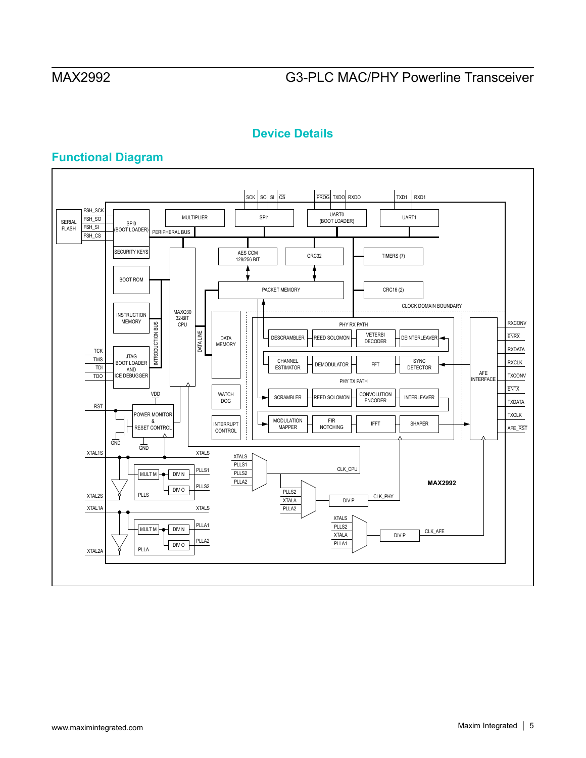## Device Details

### Functional Diagram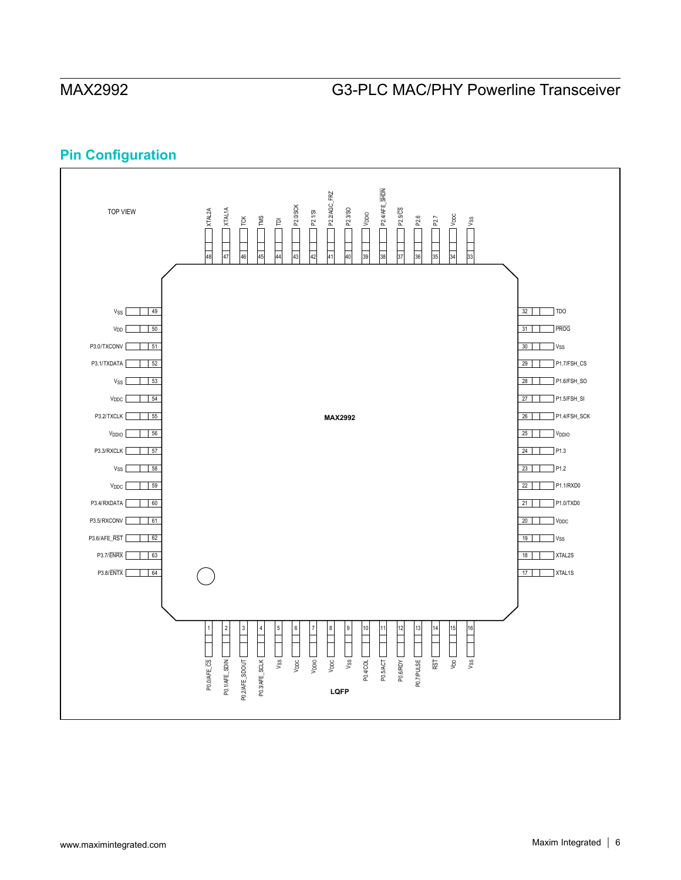## Pin Configuration

TOP VIEW

MAX2992

LQFP

| Pin | Name |
|---|---|
| 1 | P0.0/AFE_CS |
| 2 | P0.1/AFE_SDIN |
| 3 | P0.2/AFE_SDOUT |
| 4 | P0.3/AFE_SCLK |
| 5 | $V_{SS}$ |
| 6 | $V_{DDC}$ |
| 7 | $V_{DDIO}$ |
| 8 | $V_{DDC}$ |
| 9 | $V_{SS}$ |
| 10 | P0.4/COL |
| 11 | P0.5/ACT |
| 12 | P0.6/RDY |
| 13 | P0.7/PULSE |
| 14 | RST |
| 15 | $V_{DD}$ |
| 16 | $V_{SS}$ |
| 17 | XTAL1S |
| 18 | XTAL2S |
| 19 | $V_{SS}$ |
| 20 | $V_{DDC}$ |
| 21 | P1.0/TXD0 |
| 22 | P1.1/RXD0 |
| 23 | P1.2 |
| 24 | P1.3 |
| 25 | $V_{DDIO}$ |
| 26 | P1.4/FSH_SCK |
| 27 | P1.5/FSH_SI |
| 28 | P1.6/FSH_SO |
| 29 | P1.7/FSH_CS |
| 30 | $V_{SS}$ |
| 31 | PROG |
| 32 | TDO |
| 33 | $V_{SS}$ |
| 34 | $V_{DDC}$ |
| 35 | P2.7 |
| 36 | P2.6 |
| 37 | P2.5/CS |
| 38 | P2.4/AFE_SHDN |
| 39 | $V_{DDIO}$ |
| 40 | P2.3/SO |
| 41 | P2.2/AGC_FRZ |
| 42 | P2.1/SI |
| 43 | P2.0/SCK |
| 44 | TDI |
| 45 | TMS |
| 46 | TCK |
| 47 | XTAL1A |
| 48 | XTAL2A |
| 49 | $V_{SS}$ |
| 50 | $V_{DD}$ |
| 51 | P3.0/TXCONV |
| 52 | P3.1/TXDATA |
| 53 | $V_{SS}$ |
| 54 | $V_{DDC}$ |
| 55 | P3.2/TXCLK |
| 56 | $V_{DDIO}$ |
| 57 | P3.3/RXCLK |
| 58 | $V_{SS}$ |
| 59 | $V_{DDC}$ |
| 60 | P3.4/RXDATA |
| 61 | P3.5/RXCONV |
| 62 | P3.6/AFE_RST |
| 63 | P3.7/ENRX |
| 64 | P3.8/ENTX |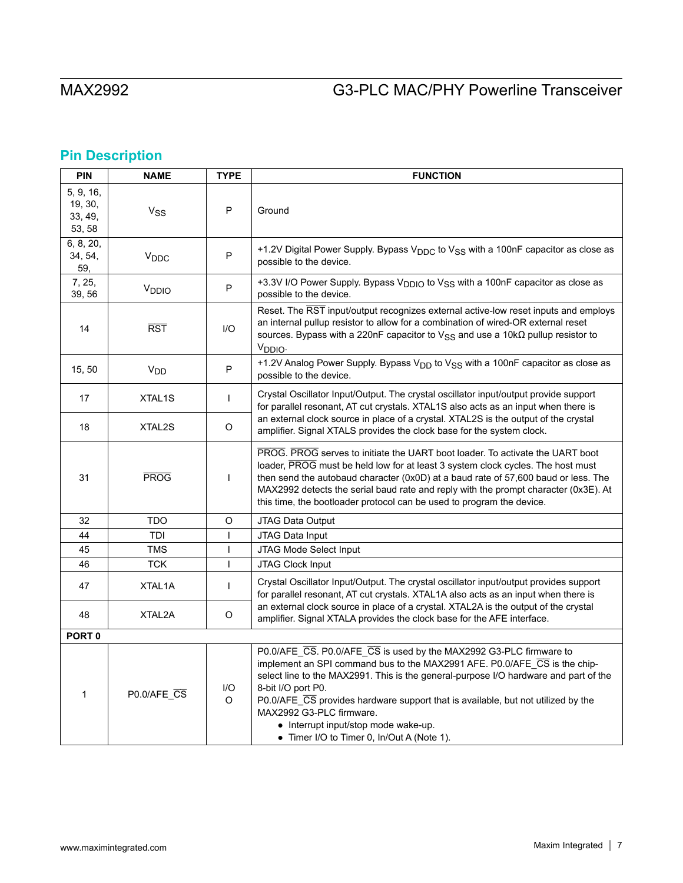## Pin Description

| PIN | NAME | TYPE | FUNCTION |
|---|---|---|---|
| 5, 9, 16, 19, 30, 33, 49, 53, 58 | $V_{SS}$ | P | Ground |
| 6, 8, 20, 34, 54, 59, | $V_{DDC}$ | P | +1.2V Digital Power Supply. Bypass $V_{DDC}$ to $V_{SS}$ with a 100nF capacitor as close as possible to the device. |
| 7, 25, 39, 56 | $V_{DDIO}$ | P | +3.3V I/O Power Supply. Bypass $V_{DDIO}$ to $V_{SS}$ with a 100nF capacitor as close as possible to the device. |
| 14 | $\overline{RST}$ | I/O | Reset. The $\overline{RST}$ input/output recognizes external active-low reset inputs and employs an internal pullup resistor to allow for a combination of wired-OR external reset sources. Bypass with a 220nF capacitor to $V_{SS}$ and use a 10kΩ pullup resistor to $V_{DDIO}$. |
| 15, 50 | $V_{DD}$ | P | +1.2V Analog Power Supply. Bypass $V_{DD}$ to $V_{SS}$ with a 100nF capacitor as close as possible to the device. |
| 17 | XTAL1S | I | Crystal Oscillator Input/Output. The crystal oscillator input/output provide support for parallel resonant, AT cut crystals. XTAL1S also acts as an input when there is an external clock source in place of a crystal. XTAL2S is the output of the crystal amplifier. Signal XTALS provides the clock base for the system clock. |
| 18 | XTAL2S | O | |
| 31 | $\overline{PROG}$ | I | $\overline{PROG}$. $\overline{PROG}$ serves to initiate the UART boot loader. To activate the UART boot loader, $\overline{PROG}$ must be held low for at least 3 system clock cycles. The host must then send the autobaud character (0x0D) at a baud rate of 57,600 baud or less. The MAX2992 detects the serial baud rate and reply with the prompt character (0x3E). At this time, the bootloader protocol can be used to program the device. |
| 32 | TDO | O | JTAG Data Output |
| 44 | TDI | I | JTAG Data Input |
| 45 | TMS | I | JTAG Mode Select Input |
| 46 | TCK | I | JTAG Clock Input |
| 47 | XTAL1A | I | Crystal Oscillator Input/Output. The crystal oscillator input/output provides support for parallel resonant, AT cut crystals. XTAL1A also acts as an input when there is an external clock source in place of a crystal. XTAL2A is the output of the crystal amplifier. Signal XTALA provides the clock base for the AFE interface. |
| 48 | XTAL2A | O | |
| **PORT 0** | | | |
| 1 | P0.0/AFE_$\overline{CS}$ | I/O<br>O | P0.0/AFE_$\overline{CS}$. P0.0/AFE_$\overline{CS}$ is used by the MAX2992 G3-PLC firmware to implement an SPI command bus to the MAX2991 AFE. P0.0/AFE_$\overline{CS}$ is the chip-select line to the MAX2991. This is the general-purpose I/O hardware and part of the 8-bit I/O port P0.<br>P0.0/AFE_$\overline{CS}$ provides hardware support that is available, but not utilized by the MAX2992 G3-PLC firmware.<br>• Interrupt input/stop mode wake-up.<br>• Timer I/O to Timer 0, In/Out A (Note 1). |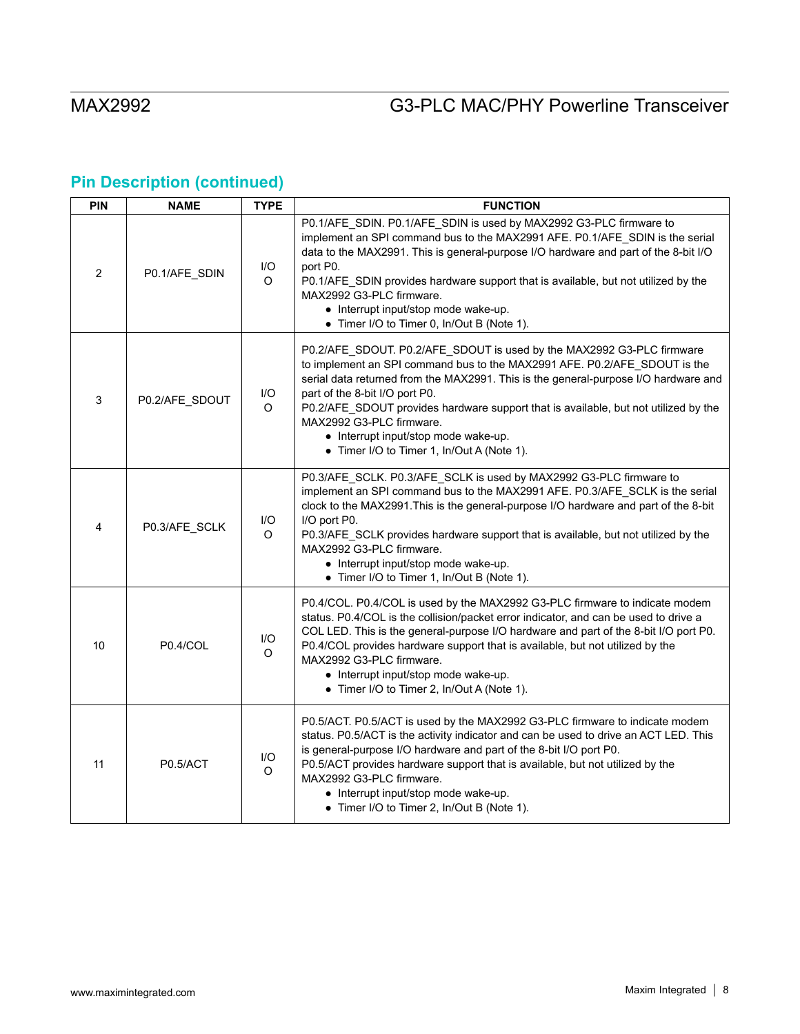## Pin Description (continued)

| PIN | NAME | TYPE | FUNCTION |
|---|---|---|---|
| 2 | P0.1/AFE_SDIN | I/O<br>O | P0.1/AFE_SDIN. P0.1/AFE_SDIN is used by MAX2992 G3-PLC firmware to implement an SPI command bus to the MAX2991 AFE. P0.1/AFE_SDIN is the serial data to the MAX2991. This is general-purpose I/O hardware and part of the 8-bit I/O port P0.<br>P0.1/AFE_SDIN provides hardware support that is available, but not utilized by the MAX2992 G3-PLC firmware.<br>• Interrupt input/stop mode wake-up.<br>• Timer I/O to Timer 0, In/Out B (Note 1). |
| 3 | P0.2/AFE_SDOUT | I/O<br>O | P0.2/AFE_SDOUT. P0.2/AFE_SDOUT is used by the MAX2992 G3-PLC firmware to implement an SPI command bus to the MAX2991 AFE. P0.2/AFE_SDOUT is the serial data returned from the MAX2991. This is the general-purpose I/O hardware and part of the 8-bit I/O port P0.<br>P0.2/AFE_SDOUT provides hardware support that is available, but not utilized by the MAX2992 G3-PLC firmware.<br>• Interrupt input/stop mode wake-up.<br>• Timer I/O to Timer 1, In/Out A (Note 1). |
| 4 | P0.3/AFE_SCLK | I/O<br>O | P0.3/AFE_SCLK. P0.3/AFE_SCLK is used by MAX2992 G3-PLC firmware to implement an SPI command bus to the MAX2991 AFE. P0.3/AFE_SCLK is the serial clock to the MAX2991.This is the general-purpose I/O hardware and part of the 8-bit I/O port P0.<br>P0.3/AFE_SCLK provides hardware support that is available, but not utilized by the MAX2992 G3-PLC firmware.<br>• Interrupt input/stop mode wake-up.<br>• Timer I/O to Timer 1, In/Out B (Note 1). |
| 10 | P0.4/COL | I/O<br>O | P0.4/COL. P0.4/COL is used by the MAX2992 G3-PLC firmware to indicate modem status. P0.4/COL is the collision/packet error indicator, and can be used to drive a COL LED. This is the general-purpose I/O hardware and part of the 8-bit I/O port P0.<br>P0.4/COL provides hardware support that is available, but not utilized by the MAX2992 G3-PLC firmware.<br>• Interrupt input/stop mode wake-up.<br>• Timer I/O to Timer 2, In/Out A (Note 1). |
| 11 | P0.5/ACT | I/O<br>O | P0.5/ACT. P0.5/ACT is used by the MAX2992 G3-PLC firmware to indicate modem status. P0.5/ACT is the activity indicator and can be used to drive an ACT LED. This is general-purpose I/O hardware and part of the 8-bit I/O port P0.<br>P0.5/ACT provides hardware support that is available, but not utilized by the MAX2992 G3-PLC firmware.<br>• Interrupt input/stop mode wake-up.<br>• Timer I/O to Timer 2, In/Out B (Note 1). |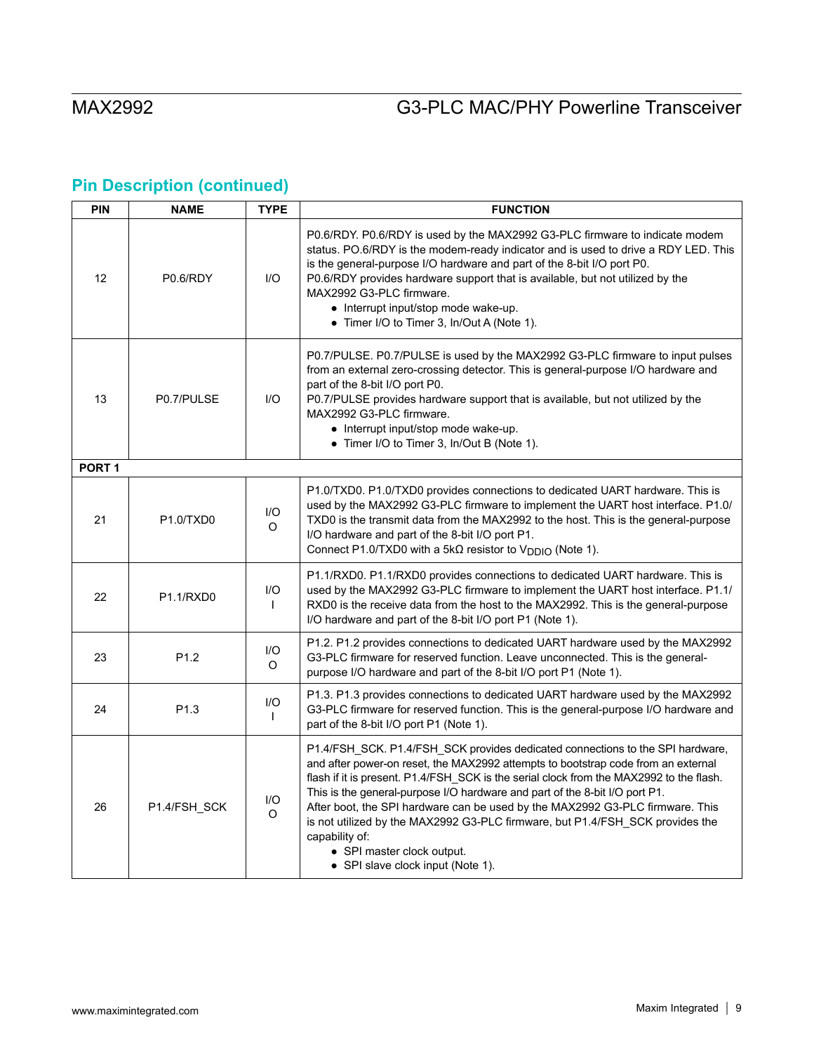## Pin Description (continued)

| PIN | NAME | TYPE | FUNCTION |
|---|---|---|---|
| 12 | P0.6/RDY | I/O | P0.6/RDY. P0.6/RDY is used by the MAX2992 G3-PLC firmware to indicate modem status. PO.6/RDY is the modem-ready indicator and is used to drive a RDY LED. This is the general-purpose I/O hardware and part of the 8-bit I/O port P0.<br>P0.6/RDY provides hardware support that is available, but not utilized by the MAX2992 G3-PLC firmware.<br>• Interrupt input/stop mode wake-up.<br>• Timer I/O to Timer 3, In/Out A (Note 1). |
| 13 | P0.7/PULSE | I/O | P0.7/PULSE. P0.7/PULSE is used by the MAX2992 G3-PLC firmware to input pulses from an external zero-crossing detector. This is general-purpose I/O hardware and part of the 8-bit I/O port P0.<br>P0.7/PULSE provides hardware support that is available, but not utilized by the MAX2992 G3-PLC firmware.<br>• Interrupt input/stop mode wake-up.<br>• Timer I/O to Timer 3, In/Out B (Note 1). |
| **PORT 1** | | | |
| 21 | P1.0/TXD0 | I/O<br>O | P1.0/TXD0. P1.0/TXD0 provides connections to dedicated UART hardware. This is used by the MAX2992 G3-PLC firmware to implement the UART host interface. P1.0/TXD0 is the transmit data from the MAX2992 to the host. This is the general-purpose I/O hardware and part of the 8-bit I/O port P1.<br>Connect P1.0/TXD0 with a 5kΩ resistor to $V_{DDIO}$ (Note 1). |
| 22 | P1.1/RXD0 | I/O<br>I | P1.1/RXD0. P1.1/RXD0 provides connections to dedicated UART hardware. This is used by the MAX2992 G3-PLC firmware to implement the UART host interface. P1.1/RXD0 is the receive data from the host to the MAX2992. This is the general-purpose I/O hardware and part of the 8-bit I/O port P1 (Note 1). |
| 23 | P1.2 | I/O<br>O | P1.2. P1.2 provides connections to dedicated UART hardware used by the MAX2992 G3-PLC firmware for reserved function. Leave unconnected. This is the general-purpose I/O hardware and part of the 8-bit I/O port P1 (Note 1). |
| 24 | P1.3 | I/O<br>I | P1.3. P1.3 provides connections to dedicated UART hardware used by the MAX2992 G3-PLC firmware for reserved function. This is the general-purpose I/O hardware and part of the 8-bit I/O port P1 (Note 1). |
| 26 | P1.4/FSH_SCK | I/O<br>O | P1.4/FSH_SCK. P1.4/FSH_SCK provides dedicated connections to the SPI hardware, and after power-on reset, the MAX2992 attempts to bootstrap code from an external flash if it is present. P1.4/FSH_SCK is the serial clock from the MAX2992 to the flash. This is the general-purpose I/O hardware and part of the 8-bit I/O port P1.<br>After boot, the SPI hardware can be used by the MAX2992 G3-PLC firmware. This is not utilized by the MAX2992 G3-PLC firmware, but P1.4/FSH_SCK provides the capability of:<br>• SPI master clock output.<br>• SPI slave clock input (Note 1). |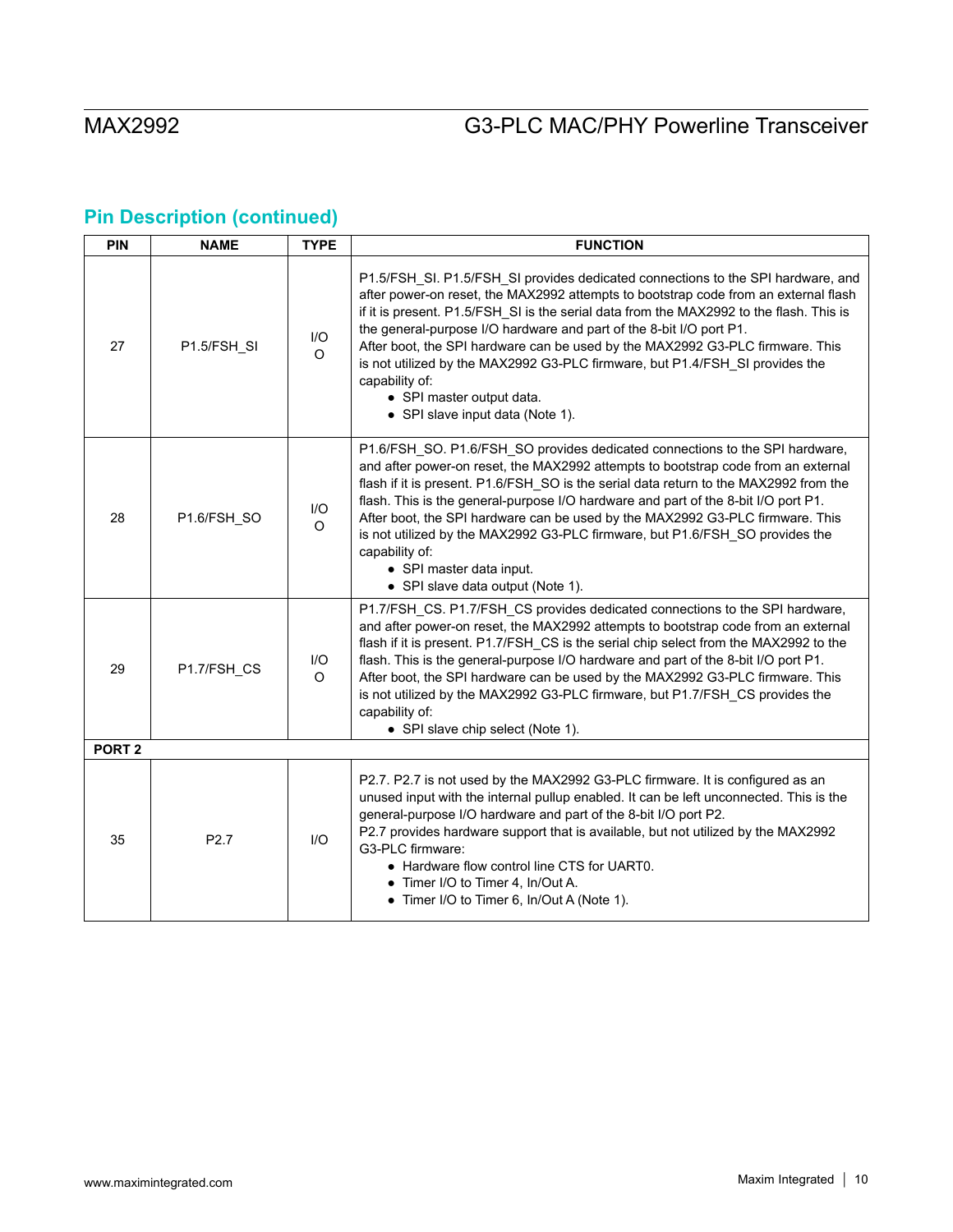## Pin Description (continued)

| PIN | NAME | TYPE | FUNCTION |
|---|---|---|---|
| 27 | P1.5/FSH_SI | I/O<br>O | P1.5/FSH_SI. P1.5/FSH_SI provides dedicated connections to the SPI hardware, and after power-on reset, the MAX2992 attempts to bootstrap code from an external flash if it is present. P1.5/FSH_SI is the serial data from the MAX2992 to the flash. This is the general-purpose I/O hardware and part of the 8-bit I/O port P1.<br>After boot, the SPI hardware can be used by the MAX2992 G3-PLC firmware. This is not utilized by the MAX2992 G3-PLC firmware, but P1.4/FSH_SI provides the capability of:<br>• SPI master output data.<br>• SPI slave input data (Note 1). |
| 28 | P1.6/FSH_SO | I/O<br>O | P1.6/FSH_SO. P1.6/FSH_SO provides dedicated connections to the SPI hardware, and after power-on reset, the MAX2992 attempts to bootstrap code from an external flash if it is present. P1.6/FSH_SO is the serial data return to the MAX2992 from the flash. This is the general-purpose I/O hardware and part of the 8-bit I/O port P1.<br>After boot, the SPI hardware can be used by the MAX2992 G3-PLC firmware. This is not utilized by the MAX2992 G3-PLC firmware, but P1.6/FSH_SO provides the capability of:<br>• SPI master data input.<br>• SPI slave data output (Note 1). |
| 29 | P1.7/FSH_CS | I/O<br>O | P1.7/FSH_CS. P1.7/FSH_CS provides dedicated connections to the SPI hardware, and after power-on reset, the MAX2992 attempts to bootstrap code from an external flash if it is present. P1.7/FSH_CS is the serial chip select from the MAX2992 to the flash. This is the general-purpose I/O hardware and part of the 8-bit I/O port P1.<br>After boot, the SPI hardware can be used by the MAX2992 G3-PLC firmware. This is not utilized by the MAX2992 G3-PLC firmware, but P1.7/FSH_CS provides the capability of:<br>• SPI slave chip select (Note 1). |
| **PORT 2** | | | |
| 35 | P2.7 | I/O | P2.7. P2.7 is not used by the MAX2992 G3-PLC firmware. It is configured as an unused input with the internal pullup enabled. It can be left unconnected. This is the general-purpose I/O hardware and part of the 8-bit I/O port P2.<br>P2.7 provides hardware support that is available, but not utilized by the MAX2992 G3-PLC firmware:<br>• Hardware flow control line CTS for UART0.<br>• Timer I/O to Timer 4, In/Out A.<br>• Timer I/O to Timer 6, In/Out A (Note 1). |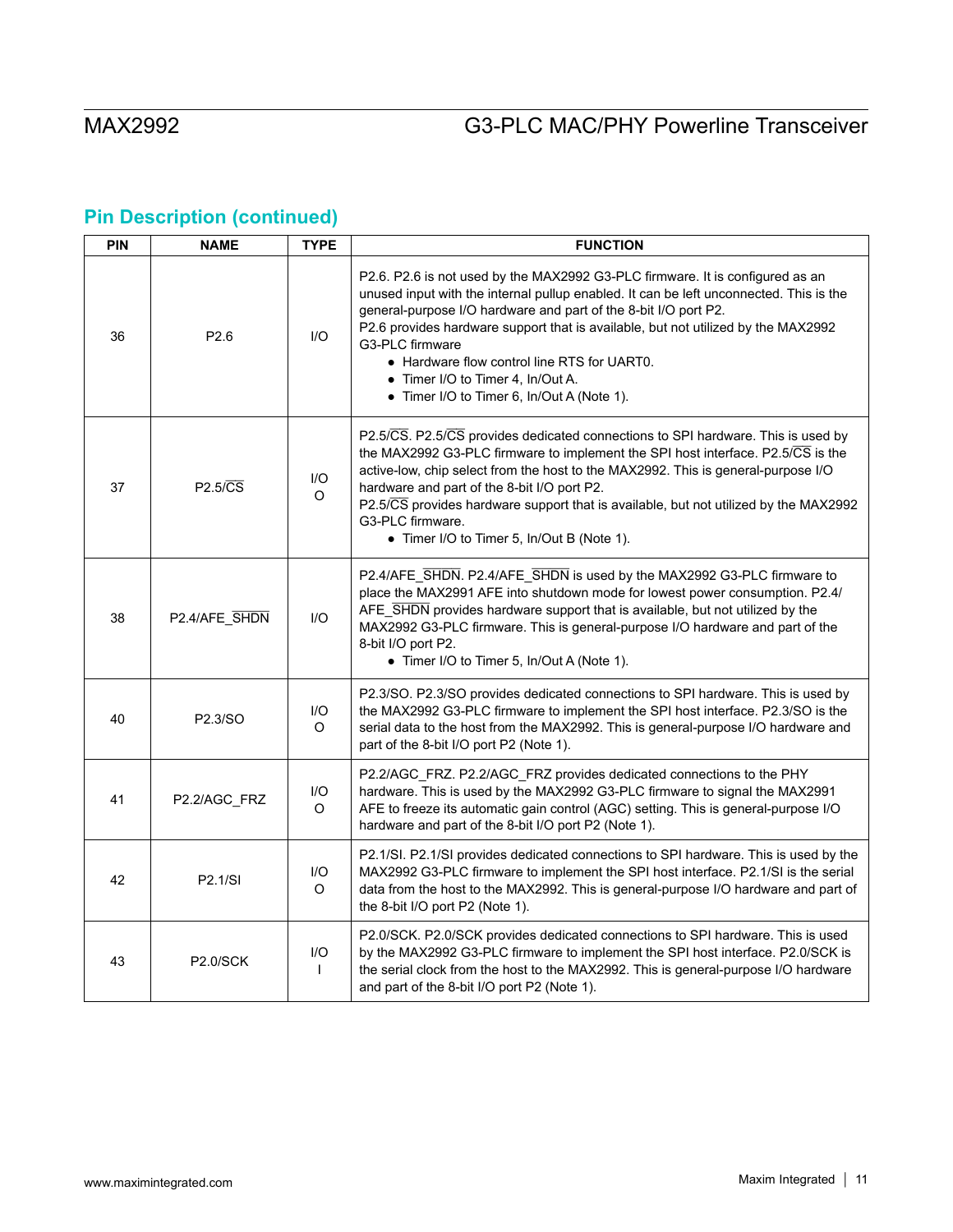## Pin Description (continued)

| PIN | NAME | TYPE | FUNCTION |
|---|---|---|---|
| 36 | P2.6 | I/O | P2.6. P2.6 is not used by the MAX2992 G3-PLC firmware. It is configured as an unused input with the internal pullup enabled. It can be left unconnected. This is the general-purpose I/O hardware and part of the 8-bit I/O port P2.<br>P2.6 provides hardware support that is available, but not utilized by the MAX2992 G3-PLC firmware<br>• Hardware flow control line RTS for UART0.<br>• Timer I/O to Timer 4, In/Out A.<br>• Timer I/O to Timer 6, In/Out A (Note 1). |
| 37 | P2.5/$\overline{CS}$ | I/O<br>O | P2.5/$\overline{CS}$. P2.5/$\overline{CS}$ provides dedicated connections to SPI hardware. This is used by the MAX2992 G3-PLC firmware to implement the SPI host interface. P2.5/$\overline{CS}$ is the active-low, chip select from the host to the MAX2992. This is general-purpose I/O hardware and part of the 8-bit I/O port P2.<br>P2.5/$\overline{CS}$ provides hardware support that is available, but not utilized by the MAX2992 G3-PLC firmware.<br>• Timer I/O to Timer 5, In/Out B (Note 1). |
| 38 | P2.4/AFE_$\overline{SHDN}$ | I/O | P2.4/AFE_$\overline{SHDN}$. P2.4/AFE_$\overline{SHDN}$ is used by the MAX2992 G3-PLC firmware to place the MAX2991 AFE into shutdown mode for lowest power consumption. P2.4/AFE_$\overline{SHDN}$ provides hardware support that is available, but not utilized by the MAX2992 G3-PLC firmware. This is general-purpose I/O hardware and part of the 8-bit I/O port P2.<br>• Timer I/O to Timer 5, In/Out A (Note 1). |
| 40 | P2.3/SO | I/O<br>O | P2.3/SO. P2.3/SO provides dedicated connections to SPI hardware. This is used by the MAX2992 G3-PLC firmware to implement the SPI host interface. P2.3/SO is the serial data to the host from the MAX2992. This is general-purpose I/O hardware and part of the 8-bit I/O port P2 (Note 1). |
| 41 | P2.2/AGC_FRZ | I/O<br>O | P2.2/AGC_FRZ. P2.2/AGC_FRZ provides dedicated connections to the PHY hardware. This is used by the MAX2992 G3-PLC firmware to signal the MAX2991 AFE to freeze its automatic gain control (AGC) setting. This is general-purpose I/O hardware and part of the 8-bit I/O port P2 (Note 1). |
| 42 | P2.1/SI | I/O<br>O | P2.1/SI. P2.1/SI provides dedicated connections to SPI hardware. This is used by the MAX2992 G3-PLC firmware to implement the SPI host interface. P2.1/SI is the serial data from the host to the MAX2992. This is general-purpose I/O hardware and part of the 8-bit I/O port P2 (Note 1). |
| 43 | P2.0/SCK | I/O<br>I | P2.0/SCK. P2.0/SCK provides dedicated connections to SPI hardware. This is used by the MAX2992 G3-PLC firmware to implement the SPI host interface. P2.0/SCK is the serial clock from the host to the MAX2992. This is general-purpose I/O hardware and part of the 8-bit I/O port P2 (Note 1). |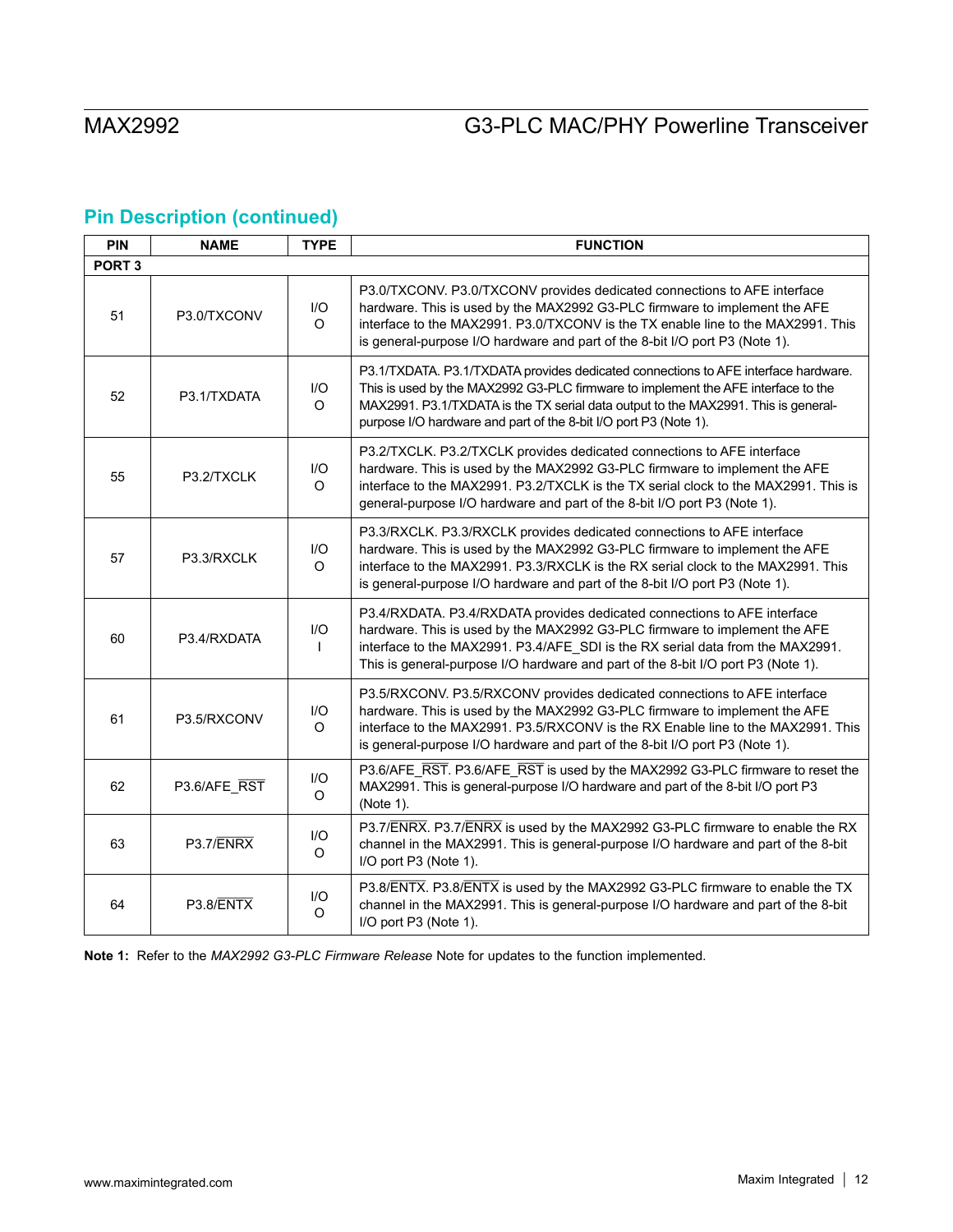## Pin Description (continued)

| PIN | NAME | TYPE | FUNCTION |
|---|---|---|---|
| **PORT 3** | | | |
| 51 | P3.0/TXCONV | I/O<br>O | P3.0/TXCONV. P3.0/TXCONV provides dedicated connections to AFE interface hardware. This is used by the MAX2992 G3-PLC firmware to implement the AFE interface to the MAX2991. P3.0/TXCONV is the TX enable line to the MAX2991. This is general-purpose I/O hardware and part of the 8-bit I/O port P3 (Note 1). |
| 52 | P3.1/TXDATA | I/O<br>O | P3.1/TXDATA. P3.1/TXDATA provides dedicated connections to AFE interface hardware. This is used by the MAX2992 G3-PLC firmware to implement the AFE interface to the MAX2991. P3.1/TXDATA is the TX serial data output to the MAX2991. This is general-purpose I/O hardware and part of the 8-bit I/O port P3 (Note 1). |
| 55 | P3.2/TXCLK | I/O<br>O | P3.2/TXCLK. P3.2/TXCLK provides dedicated connections to AFE interface hardware. This is used by the MAX2992 G3-PLC firmware to implement the AFE interface to the MAX2991. P3.2/TXCLK is the TX serial clock to the MAX2991. This is general-purpose I/O hardware and part of the 8-bit I/O port P3 (Note 1). |
| 57 | P3.3/RXCLK | I/O<br>O | P3.3/RXCLK. P3.3/RXCLK provides dedicated connections to AFE interface hardware. This is used by the MAX2992 G3-PLC firmware to implement the AFE interface to the MAX2991. P3.3/RXCLK is the RX serial clock to the MAX2991. This is general-purpose I/O hardware and part of the 8-bit I/O port P3 (Note 1). |
| 60 | P3.4/RXDATA | I/O<br>I | P3.4/RXDATA. P3.4/RXDATA provides dedicated connections to AFE interface hardware. This is used by the MAX2992 G3-PLC firmware to implement the AFE interface to the MAX2991. P3.4/AFE_SDI is the RX serial data from the MAX2991. This is general-purpose I/O hardware and part of the 8-bit I/O port P3 (Note 1). |
| 61 | P3.5/RXCONV | I/O<br>O | P3.5/RXCONV. P3.5/RXCONV provides dedicated connections to AFE interface hardware. This is used by the MAX2992 G3-PLC firmware to implement the AFE interface to the MAX2991. P3.5/RXCONV is the RX Enable line to the MAX2991. This is general-purpose I/O hardware and part of the 8-bit I/O port P3 (Note 1). |
| 62 | P3.6/AFE_$\overline{\text{RST}}$ | I/O<br>O | P3.6/AFE_$\overline{\text{RST}}$. P3.6/AFE_$\overline{\text{RST}}$ is used by the MAX2992 G3-PLC firmware to reset the MAX2991. This is general-purpose I/O hardware and part of the 8-bit I/O port P3 (Note 1). |
| 63 | P3.7/$\overline{\text{ENRX}}$ | I/O<br>O | P3.7/$\overline{\text{ENRX}}$. P3.7/$\overline{\text{ENRX}}$ is used by the MAX2992 G3-PLC firmware to enable the RX channel in the MAX2991. This is general-purpose I/O hardware and part of the 8-bit I/O port P3 (Note 1). |
| 64 | P3.8/$\overline{\text{ENTX}}$ | I/O<br>O | P3.8/$\overline{\text{ENTX}}$. P3.8/$\overline{\text{ENTX}}$ is used by the MAX2992 G3-PLC firmware to enable the TX channel in the MAX2991. This is general-purpose I/O hardware and part of the 8-bit I/O port P3 (Note 1). |

**Note 1:** Refer to the *MAX2992 G3-PLC Firmware Release* Note for updates to the function implemented.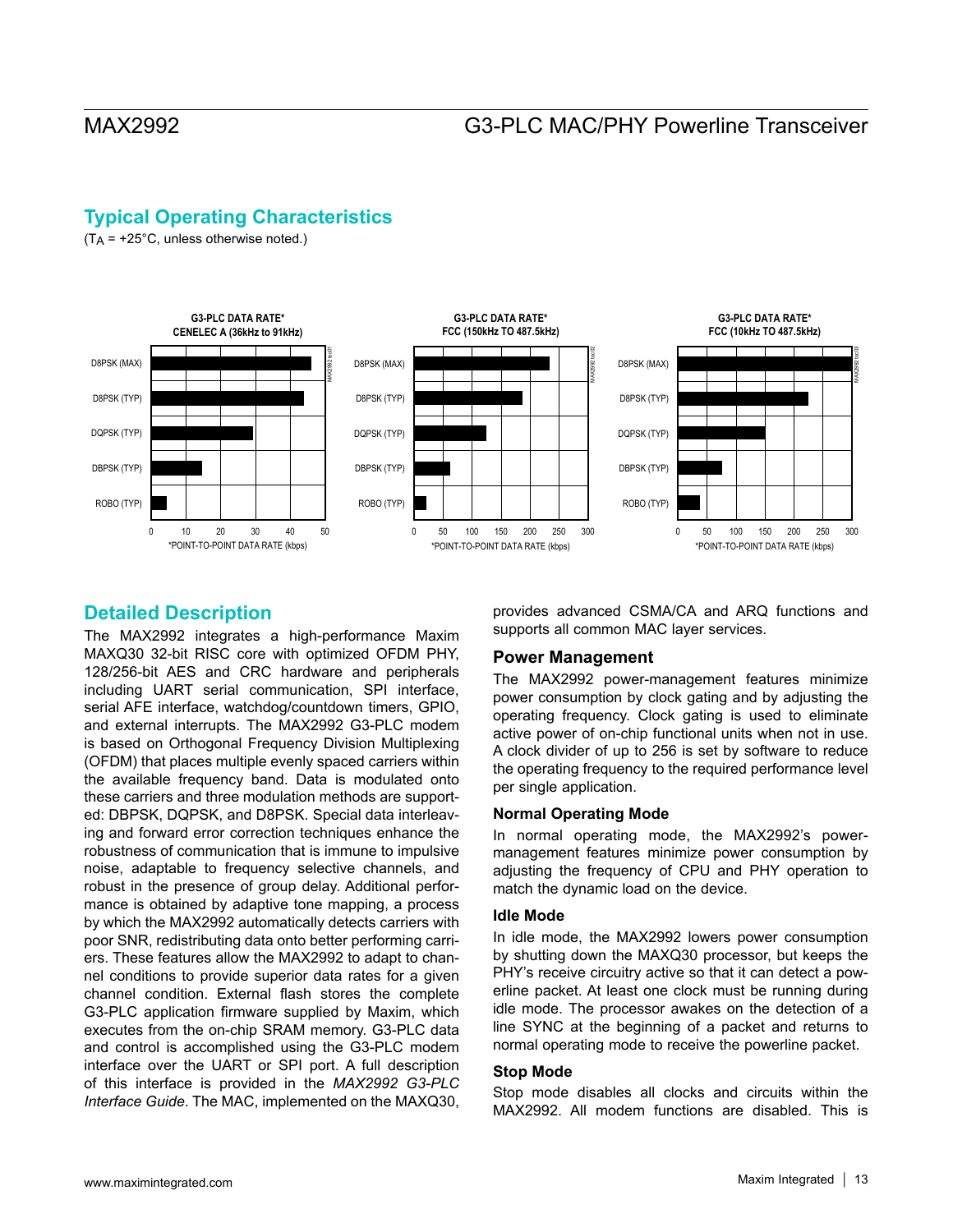## Typical Operating Characteristics

($T_A$ = +25°C, unless otherwise noted.)

**G3-PLC DATA RATE* CENELEC A (36kHz to 91kHz)**

D8PSK (MAX), D8PSK (TYP), DQPSK (TYP), DBPSK (TYP), ROBO (TYP)

0 10 20 30 40 50

*POINT-TO-POINT DATA RATE (kbps)

**G3-PLC DATA RATE* FCC (150kHz TO 487.5kHz)**

D8PSK (MAX), D8PSK (TYP), DQPSK (TYP), DBPSK (TYP), ROBO (TYP)

0 50 100 150 200 250 300

*POINT-TO-POINT DATA RATE (kbps)

**G3-PLC DATA RATE* FCC (10kHz TO 487.5kHz)**

D8PSK (MAX), D8PSK (TYP), DQPSK (TYP), DBPSK (TYP), ROBO (TYP)

0 50 100 150 200 250 300

*POINT-TO-POINT DATA RATE (kbps)

## Detailed Description

The MAX2992 integrates a high-performance Maxim MAXQ30 32-bit RISC core with optimized OFDM PHY, 128/256-bit AES and CRC hardware and peripherals including UART serial communication, SPI interface, serial AFE interface, watchdog/countdown timers, GPIO, and external interrupts. The MAX2992 G3-PLC modem is based on Orthogonal Frequency Division Multiplexing (OFDM) that places multiple evenly spaced carriers within the available frequency band. Data is modulated onto these carriers and three modulation methods are supported: DBPSK, DQPSK, and D8PSK. Special data interleaving and forward error correction techniques enhance the robustness of communication that is immune to impulsive noise, adaptable to frequency selective channels, and robust in the presence of group delay. Additional performance is obtained by adaptive tone mapping, a process by which the MAX2992 automatically detects carriers with poor SNR, redistributing data onto better performing carriers. These features allow the MAX2992 to adapt to channel conditions to provide superior data rates for a given channel condition. External flash stores the complete G3-PLC application firmware supplied by Maxim, which executes from the on-chip SRAM memory. G3-PLC data and control is accomplished using the G3-PLC modem interface over the UART or SPI port. A full description of this interface is provided in the *MAX2992 G3-PLC Interface Guide*. The MAC, implemented on the MAXQ30, provides advanced CSMA/CA and ARQ functions and supports all common MAC layer services.

### Power Management

The MAX2992 power-management features minimize power consumption by clock gating and by adjusting the operating frequency. Clock gating is used to eliminate active power of on-chip functional units when not in use. A clock divider of up to 256 is set by software to reduce the operating frequency to the required performance level per single application.

#### Normal Operating Mode

In normal operating mode, the MAX2992's power-management features minimize power consumption by adjusting the frequency of CPU and PHY operation to match the dynamic load on the device.

#### Idle Mode

In idle mode, the MAX2992 lowers power consumption by shutting down the MAXQ30 processor, but keeps the PHY's receive circuitry active so that it can detect a powerline packet. At least one clock must be running during idle mode. The processor awakes on the detection of a line SYNC at the beginning of a packet and returns to normal operating mode to receive the powerline packet.

#### Stop Mode

Stop mode disables all clocks and circuits within the MAX2992. All modem functions are disabled. This is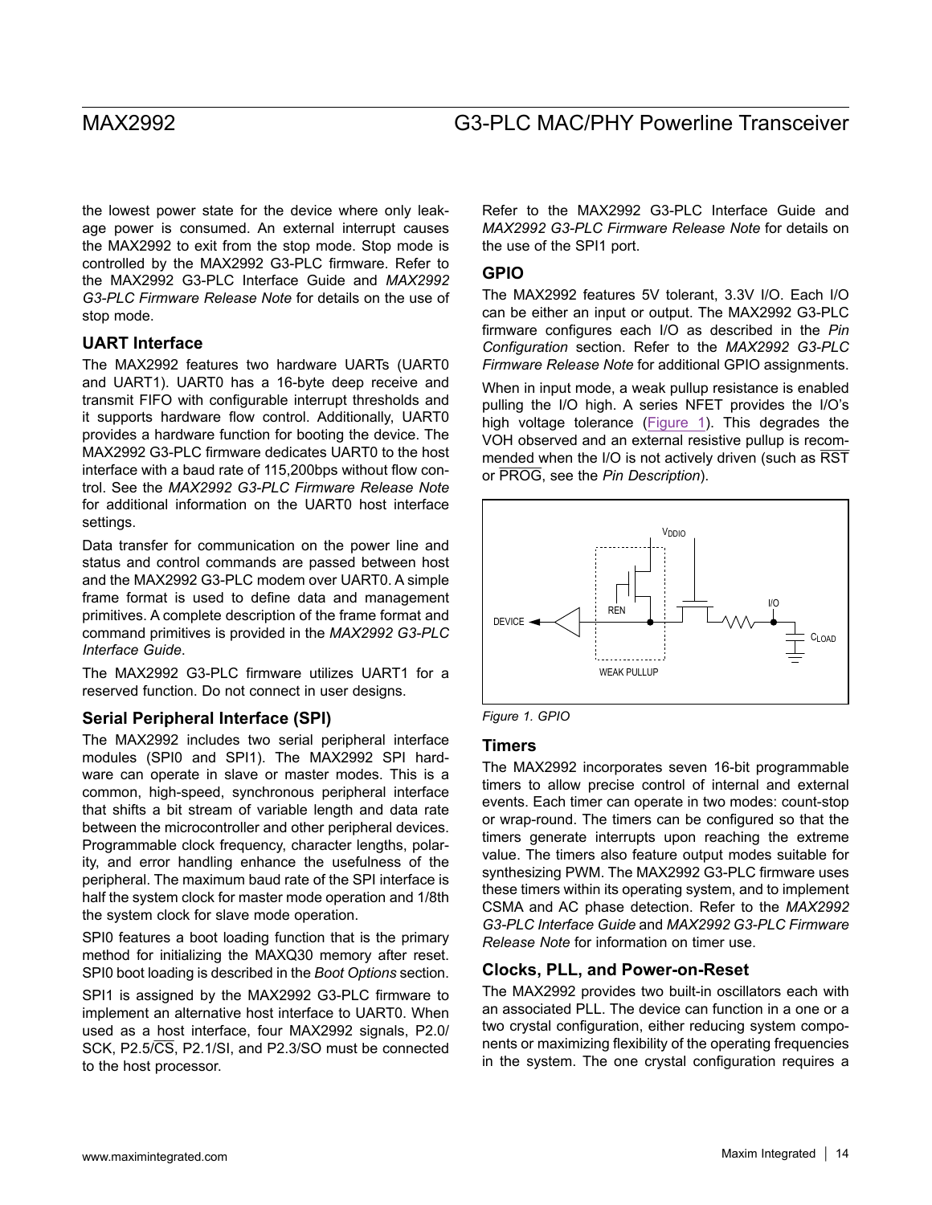the lowest power state for the device where only leakage power is consumed. An external interrupt causes the MAX2992 to exit from the stop mode. Stop mode is controlled by the MAX2992 G3-PLC firmware. Refer to the MAX2992 G3-PLC Interface Guide and *MAX2992 G3-PLC Firmware Release Note* for details on the use of stop mode.

### UART Interface

The MAX2992 features two hardware UARTs (UART0 and UART1). UART0 has a 16-byte deep receive and transmit FIFO with configurable interrupt thresholds and it supports hardware flow control. Additionally, UART0 provides a hardware function for booting the device. The MAX2992 G3-PLC firmware dedicates UART0 to the host interface with a baud rate of 115,200bps without flow control. See the *MAX2992 G3-PLC Firmware Release Note* for additional information on the UART0 host interface settings.

Data transfer for communication on the power line and status and control commands are passed between host and the MAX2992 G3-PLC modem over UART0. A simple frame format is used to define data and management primitives. A complete description of the frame format and command primitives is provided in the *MAX2992 G3-PLC Interface Guide*.

The MAX2992 G3-PLC firmware utilizes UART1 for a reserved function. Do not connect in user designs.

### Serial Peripheral Interface (SPI)

The MAX2992 includes two serial peripheral interface modules (SPI0 and SPI1). The MAX2992 SPI hardware can operate in slave or master modes. This is a common, high-speed, synchronous peripheral interface that shifts a bit stream of variable length and data rate between the microcontroller and other peripheral devices. Programmable clock frequency, character lengths, polarity, and error handling enhance the usefulness of the peripheral. The maximum baud rate of the SPI interface is half the system clock for master mode operation and 1/8th the system clock for slave mode operation.

SPI0 features a boot loading function that is the primary method for initializing the MAXQ30 memory after reset. SPI0 boot loading is described in the *Boot Options* section.

SPI1 is assigned by the MAX2992 G3-PLC firmware to implement an alternative host interface to UART0. When used as a host interface, four MAX2992 signals, P2.0/SCK, P2.5/$\overline{CS}$, P2.1/SI, and P2.3/SO must be connected to the host processor.

Refer to the MAX2992 G3-PLC Interface Guide and *MAX2992 G3-PLC Firmware Release Note* for details on the use of the SPI1 port.

### GPIO

The MAX2992 features 5V tolerant, 3.3V I/O. Each I/O can be either an input or output. The MAX2992 G3-PLC firmware configures each I/O as described in the *Pin Configuration* section. Refer to the *MAX2992 G3-PLC Firmware Release Note* for additional GPIO assignments.

When in input mode, a weak pullup resistance is enabled pulling the I/O high. A series NFET provides the I/O's high voltage tolerance (Figure 1). This degrades the VOH observed and an external resistive pullup is recommended when the I/O is not actively driven (such as $\overline{RST}$ or $\overline{PROG}$, see the *Pin Description*).

*Figure 1. GPIO*

### Timers

The MAX2992 incorporates seven 16-bit programmable timers to allow precise control of internal and external events. Each timer can operate in two modes: count-stop or wrap-round. The timers can be configured so that the timers generate interrupts upon reaching the extreme value. The timers also feature output modes suitable for synthesizing PWM. The MAX2992 G3-PLC firmware uses these timers within its operating system, and to implement CSMA and AC phase detection. Refer to the *MAX2992 G3-PLC Interface Guide* and *MAX2992 G3-PLC Firmware Release Note* for information on timer use.

### Clocks, PLL, and Power-on-Reset

The MAX2992 provides two built-in oscillators each with an associated PLL. The device can function in a one or a two crystal configuration, either reducing system components or maximizing flexibility of the operating frequencies in the system. The one crystal configuration requires a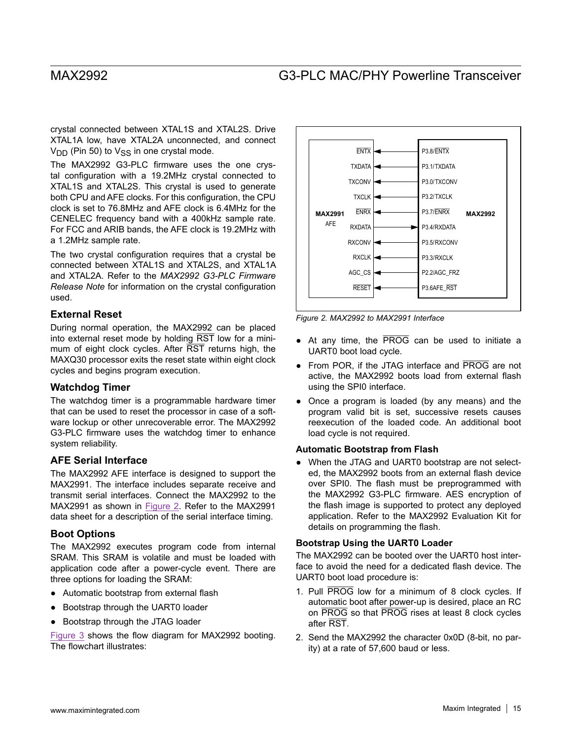crystal connected between XTAL1S and XTAL2S. Drive XTAL1A low, have XTAL2A unconnected, and connect $V_{DD}$ (Pin 50) to $V_{SS}$ in one crystal mode.

The MAX2992 G3-PLC firmware uses the one crystal configuration with a 19.2MHz crystal connected to XTAL1S and XTAL2S. This crystal is used to generate both CPU and AFE clocks. For this configuration, the CPU clock is set to 76.8MHz and AFE clock is 6.4MHz for the CENELEC frequency band with a 400kHz sample rate. For FCC and ARIB bands, the AFE clock is 19.2MHz with a 1.2MHz sample rate.

The two crystal configuration requires that a crystal be connected between XTAL1S and XTAL2S, and XTAL1A and XTAL2A. Refer to the *MAX2992 G3-PLC Firmware Release Note* for information on the crystal configuration used.

### External Reset

During normal operation, the MAX2992 can be placed into external reset mode by holding RST low for a minimum of eight clock cycles. After RST returns high, the MAXQ30 processor exits the reset state within eight clock cycles and begins program execution.

### Watchdog Timer

The watchdog timer is a programmable hardware timer that can be used to reset the processor in case of a software lockup or other unrecoverable error. The MAX2992 G3-PLC firmware uses the watchdog timer to enhance system reliability.

### AFE Serial Interface

The MAX2992 AFE interface is designed to support the MAX2991. The interface includes separate receive and transmit serial interfaces. Connect the MAX2992 to the MAX2991 as shown in Figure 2. Refer to the MAX2991 data sheet for a description of the serial interface timing.

### Boot Options

The MAX2992 executes program code from internal SRAM. This SRAM is volatile and must be loaded with application code after a power-cycle event. There are three options for loading the SRAM:

- Automatic bootstrap from external flash
- Bootstrap through the UART0 loader
- Bootstrap through the JTAG loader

Figure 3 shows the flow diagram for MAX2992 booting. The flowchart illustrates:

| MAX2991 AFE | Direction | MAX2992 |
|---|---|---|
| ENTX | ← | P3.8/ENTX |
| TXDATA | ← | P3.1/TXDATA |
| TXCONV | ← | P3.0/TXCONV |
| TXCLK | ← | P3.2/TXCLK |
| ENRX | ← | P3.7/ENRX |
| RXDATA | → | P3.4/RXDATA |
| RXCONV | ← | P3.5/RXCONV |
| RXCLK | ← | P3.3/RXCLK |
| AGC_CS | ← | P2.2/AGC_FRZ |
| RESET | ← | P3.6AFE_RST |

*Figure 2. MAX2992 to MAX2991 Interface*

- At any time, the PROG can be used to initiate a UART0 boot load cycle.
- From POR, if the JTAG interface and PROG are not active, the MAX2992 boots load from external flash using the SPI0 interface.
- Once a program is loaded (by any means) and the program valid bit is set, successive resets causes reexecution of the loaded code. An additional boot load cycle is not required.

#### Automatic Bootstrap from Flash

- When the JTAG and UART0 bootstrap are not selected, the MAX2992 boots from an external flash device over SPI0. The flash must be preprogrammed with the MAX2992 G3-PLC firmware. AES encryption of the flash image is supported to protect any deployed application. Refer to the MAX2992 Evaluation Kit for details on programming the flash.

#### Bootstrap Using the UART0 Loader

The MAX2992 can be booted over the UART0 host interface to avoid the need for a dedicated flash device. The UART0 boot load procedure is:

1. Pull PROG low for a minimum of 8 clock cycles. If automatic boot after power-up is desired, place an RC on PROG so that PROG rises at least 8 clock cycles after RST.
2. Send the MAX2992 the character 0x0D (8-bit, no parity) at a rate of 57,600 baud or less.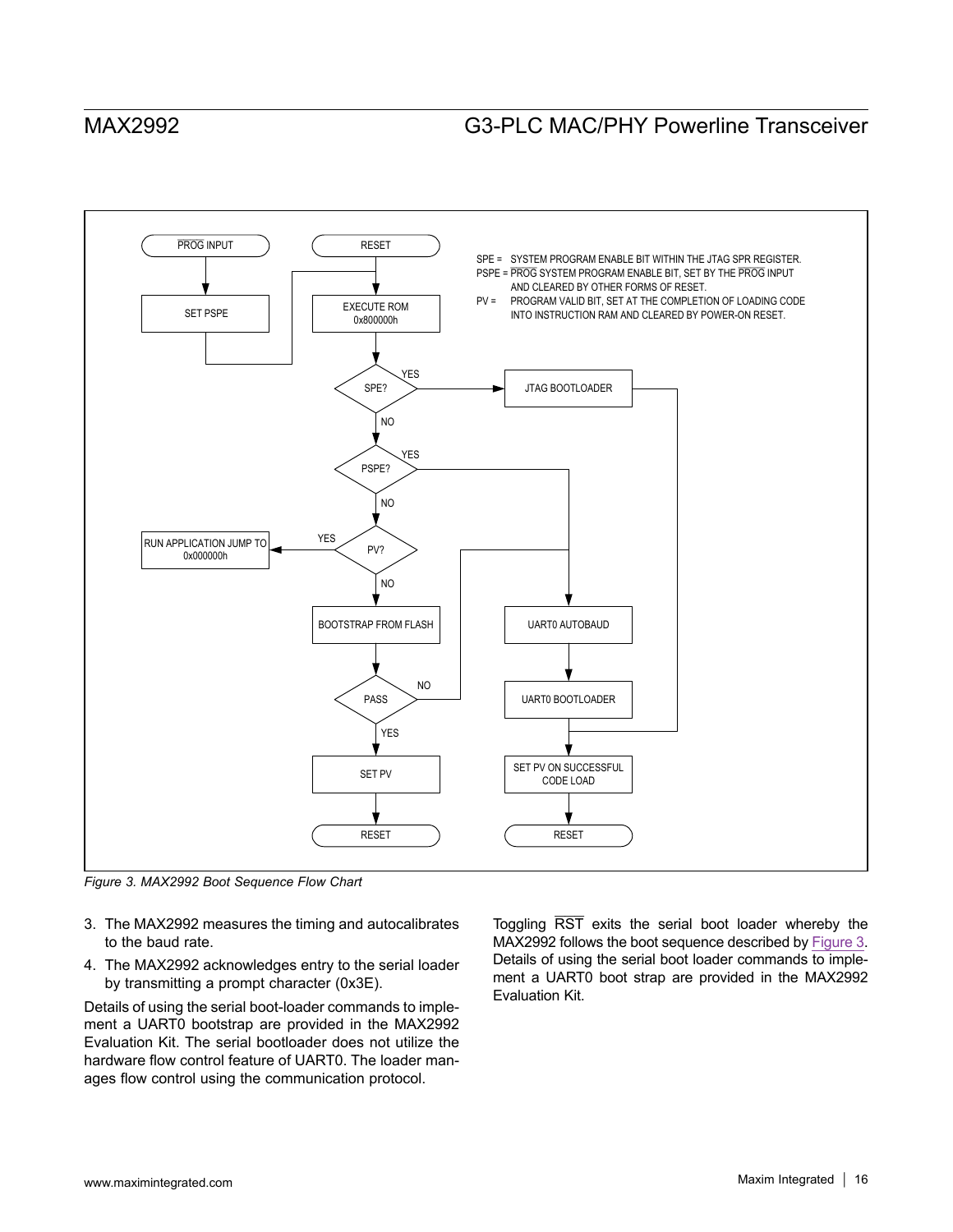Figure 3. MAX2992 Boot Sequence Flow Chart

3. The MAX2992 measures the timing and autocalibrates to the baud rate.
4. The MAX2992 acknowledges entry to the serial loader by transmitting a prompt character (0x3E).

Details of using the serial boot-loader commands to implement a UART0 bootstrap are provided in the MAX2992 Evaluation Kit. The serial bootloader does not utilize the hardware flow control feature of UART0. The loader manages flow control using the communication protocol.

Toggling $\overline{RST}$ exits the serial boot loader whereby the MAX2992 follows the boot sequence described by Figure 3. Details of using the serial boot loader commands to implement a UART0 boot strap are provided in the MAX2992 Evaluation Kit.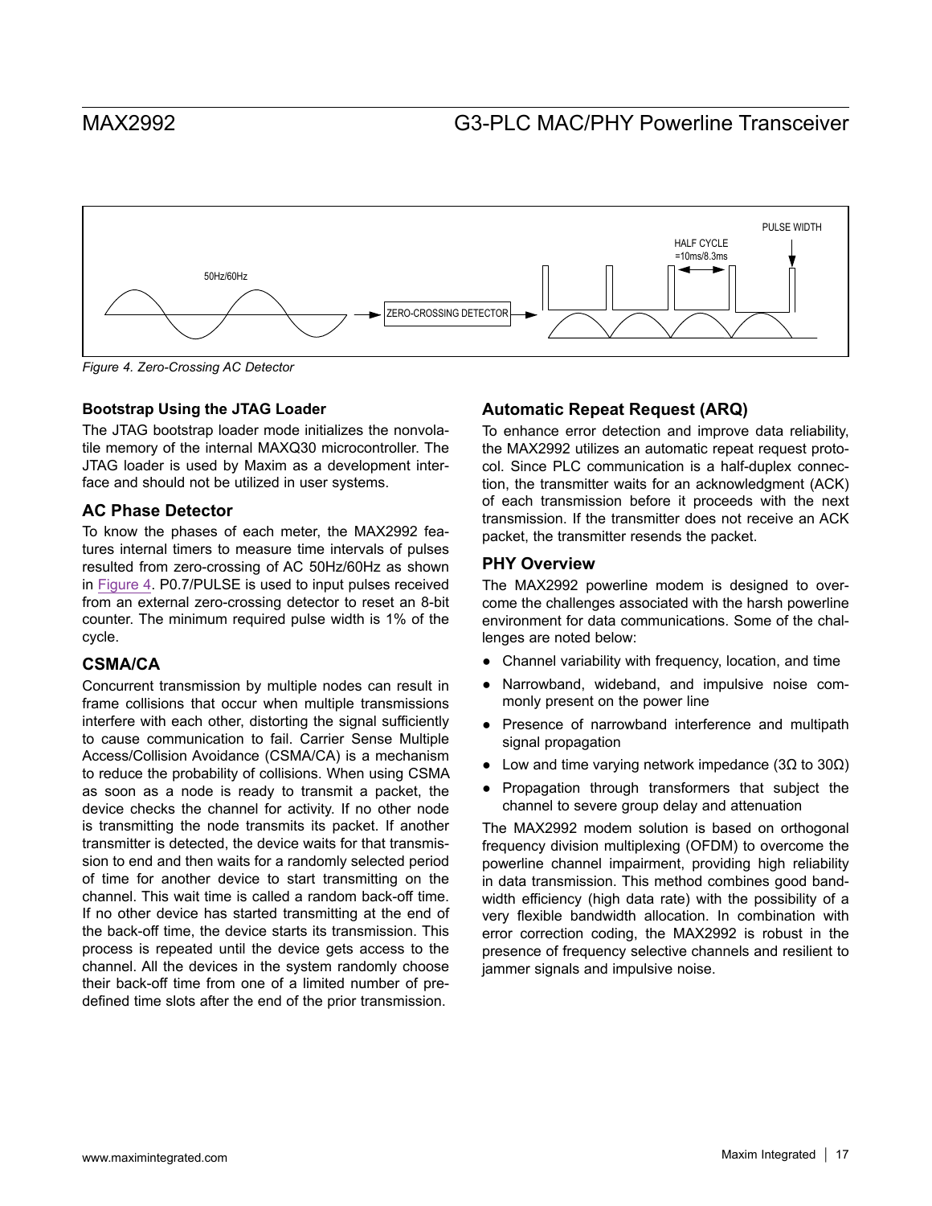*Figure 4. Zero-Crossing AC Detector*

### Bootstrap Using the JTAG Loader

The JTAG bootstrap loader mode initializes the nonvolatile memory of the internal MAXQ30 microcontroller. The JTAG loader is used by Maxim as a development interface and should not be utilized in user systems.

### AC Phase Detector

To know the phases of each meter, the MAX2992 features internal timers to measure time intervals of pulses resulted from zero-crossing of AC 50Hz/60Hz as shown in Figure 4. P0.7/PULSE is used to input pulses received from an external zero-crossing detector to reset an 8-bit counter. The minimum required pulse width is 1% of the cycle.

### CSMA/CA

Concurrent transmission by multiple nodes can result in frame collisions that occur when multiple transmissions interfere with each other, distorting the signal sufficiently to cause communication to fail. Carrier Sense Multiple Access/Collision Avoidance (CSMA/CA) is a mechanism to reduce the probability of collisions. When using CSMA as soon as a node is ready to transmit a packet, the device checks the channel for activity. If no other node is transmitting the node transmits its packet. If another transmitter is detected, the device waits for that transmission to end and then waits for a randomly selected period of time for another device to start transmitting on the channel. This wait time is called a random back-off time. If no other device has started transmitting at the end of the back-off time, the device starts its transmission. This process is repeated until the device gets access to the channel. All the devices in the system randomly choose their back-off time from one of a limited number of predefined time slots after the end of the prior transmission.

### Automatic Repeat Request (ARQ)

To enhance error detection and improve data reliability, the MAX2992 utilizes an automatic repeat request protocol. Since PLC communication is a half-duplex connection, the transmitter waits for an acknowledgment (ACK) of each transmission before it proceeds with the next transmission. If the transmitter does not receive an ACK packet, the transmitter resends the packet.

### PHY Overview

The MAX2992 powerline modem is designed to overcome the challenges associated with the harsh powerline environment for data communications. Some of the challenges are noted below:

- Channel variability with frequency, location, and time
- Narrowband, wideband, and impulsive noise commonly present on the power line
- Presence of narrowband interference and multipath signal propagation
- Low and time varying network impedance (3Ω to 30Ω)
- Propagation through transformers that subject the channel to severe group delay and attenuation

The MAX2992 modem solution is based on orthogonal frequency division multiplexing (OFDM) to overcome the powerline channel impairment, providing high reliability in data transmission. This method combines good bandwidth efficiency (high data rate) with the possibility of a very flexible bandwidth allocation. In combination with error correction coding, the MAX2992 is robust in the presence of frequency selective channels and resilient to jammer signals and impulsive noise.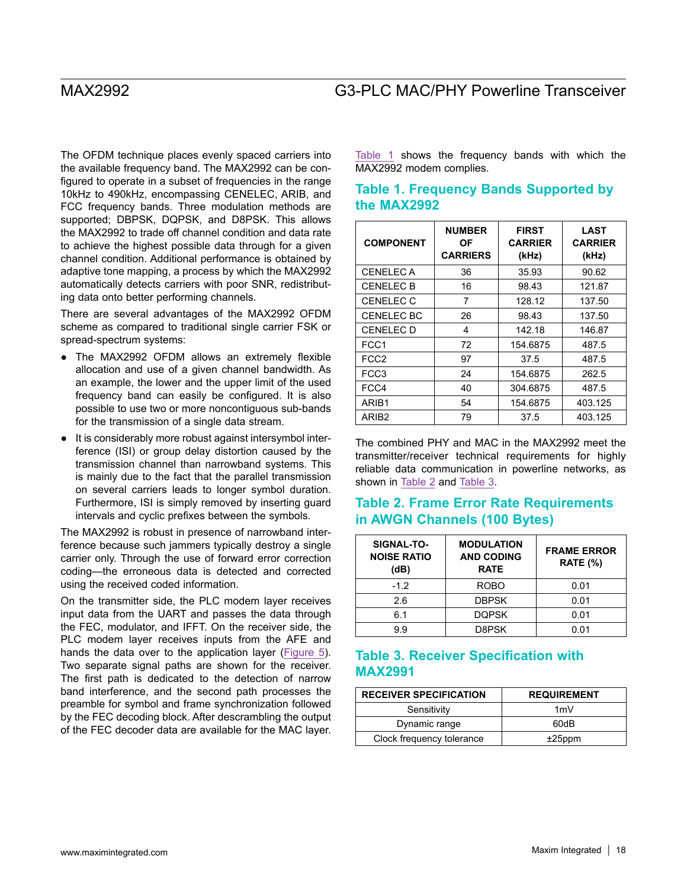The OFDM technique places evenly spaced carriers into the available frequency band. The MAX2992 can be configured to operate in a subset of frequencies in the range 10kHz to 490kHz, encompassing CENELEC, ARIB, and FCC frequency bands. Three modulation methods are supported; DBPSK, DQPSK, and D8PSK. This allows the MAX2992 to trade off channel condition and data rate to achieve the highest possible data through for a given channel condition. Additional performance is obtained by adaptive tone mapping, a process by which the MAX2992 automatically detects carriers with poor SNR, redistributing data onto better performing channels.

There are several advantages of the MAX2992 OFDM scheme as compared to traditional single carrier FSK or spread-spectrum systems:

- The MAX2992 OFDM allows an extremely flexible allocation and use of a given channel bandwidth. As an example, the lower and the upper limit of the used frequency band can easily be configured. It is also possible to use two or more noncontiguous sub-bands for the transmission of a single data stream.
- It is considerably more robust against intersymbol interference (ISI) or group delay distortion caused by the transmission channel than narrowband systems. This is mainly due to the fact that the parallel transmission on several carriers leads to longer symbol duration. Furthermore, ISI is simply removed by inserting guard intervals and cyclic prefixes between the symbols.

The MAX2992 is robust in presence of narrowband interference because such jammers typically destroy a single carrier only. Through the use of forward error correction coding—the erroneous data is detected and corrected using the received coded information.

On the transmitter side, the PLC modem layer receives input data from the UART and passes the data through the FEC, modulator, and IFFT. On the receiver side, the PLC modem layer receives inputs from the AFE and hands the data over to the application layer (Figure 5). Two separate signal paths are shown for the receiver. The first path is dedicated to the detection of narrow band interference, and the second path processes the preamble for symbol and frame synchronization followed by the FEC decoding block. After descrambling the output of the FEC decoder data are available for the MAC layer.

Table 1 shows the frequency bands with which the MAX2992 modem complies.

## Table 1. Frequency Bands Supported by the MAX2992

| COMPONENT | NUMBER OF CARRIERS | FIRST CARRIER (kHz) | LAST CARRIER (kHz) |
|---|---|---|---|
| CENELEC A | 36 | 35.93 | 90.62 |
| CENELEC B | 16 | 98.43 | 121.87 |
| CENELEC C | 7 | 128.12 | 137.50 |
| CENELEC BC | 26 | 98.43 | 137.50 |
| CENELEC D | 4 | 142.18 | 146.87 |
| FCC1 | 72 | 154.6875 | 487.5 |
| FCC2 | 97 | 37.5 | 487.5 |
| FCC3 | 24 | 154.6875 | 262.5 |
| FCC4 | 40 | 304.6875 | 487.5 |
| ARIB1 | 54 | 154.6875 | 403.125 |
| ARIB2 | 79 | 37.5 | 403.125 |

The combined PHY and MAC in the MAX2992 meet the transmitter/receiver technical requirements for highly reliable data communication in powerline networks, as shown in Table 2 and Table 3.

## Table 2. Frame Error Rate Requirements in AWGN Channels (100 Bytes)

| SIGNAL-TO-NOISE RATIO (dB) | MODULATION AND CODING RATE | FRAME ERROR RATE (%) |
|---|---|---|
| -1.2 | ROBO | 0.01 |
| 2.6 | DBPSK | 0.01 |
| 6.1 | DQPSK | 0.01 |
| 9.9 | D8PSK | 0.01 |

## Table 3. Receiver Specification with MAX2991

| RECEIVER SPECIFICATION | REQUIREMENT |
|---|---|
| Sensitivity | 1mV |
| Dynamic range | 60dB |
| Clock frequency tolerance | ±25ppm |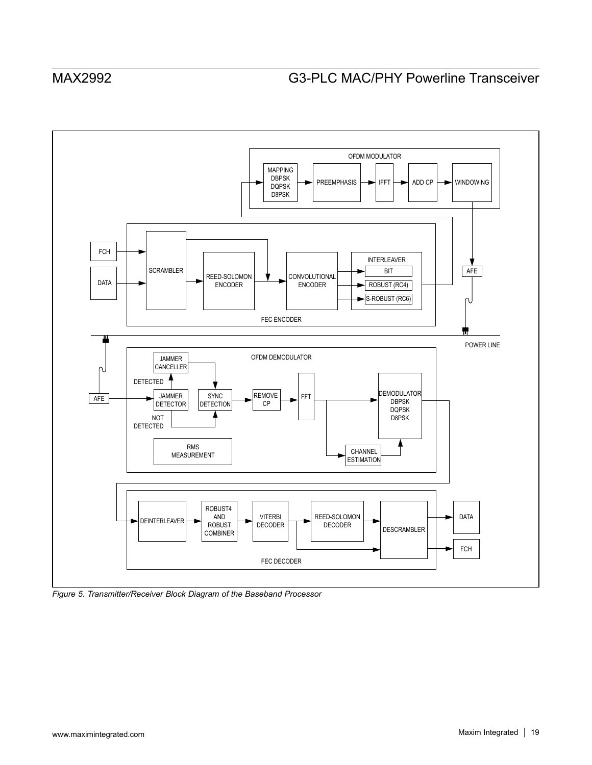*Figure 5. Transmitter/Receiver Block Diagram of the Baseband Processor*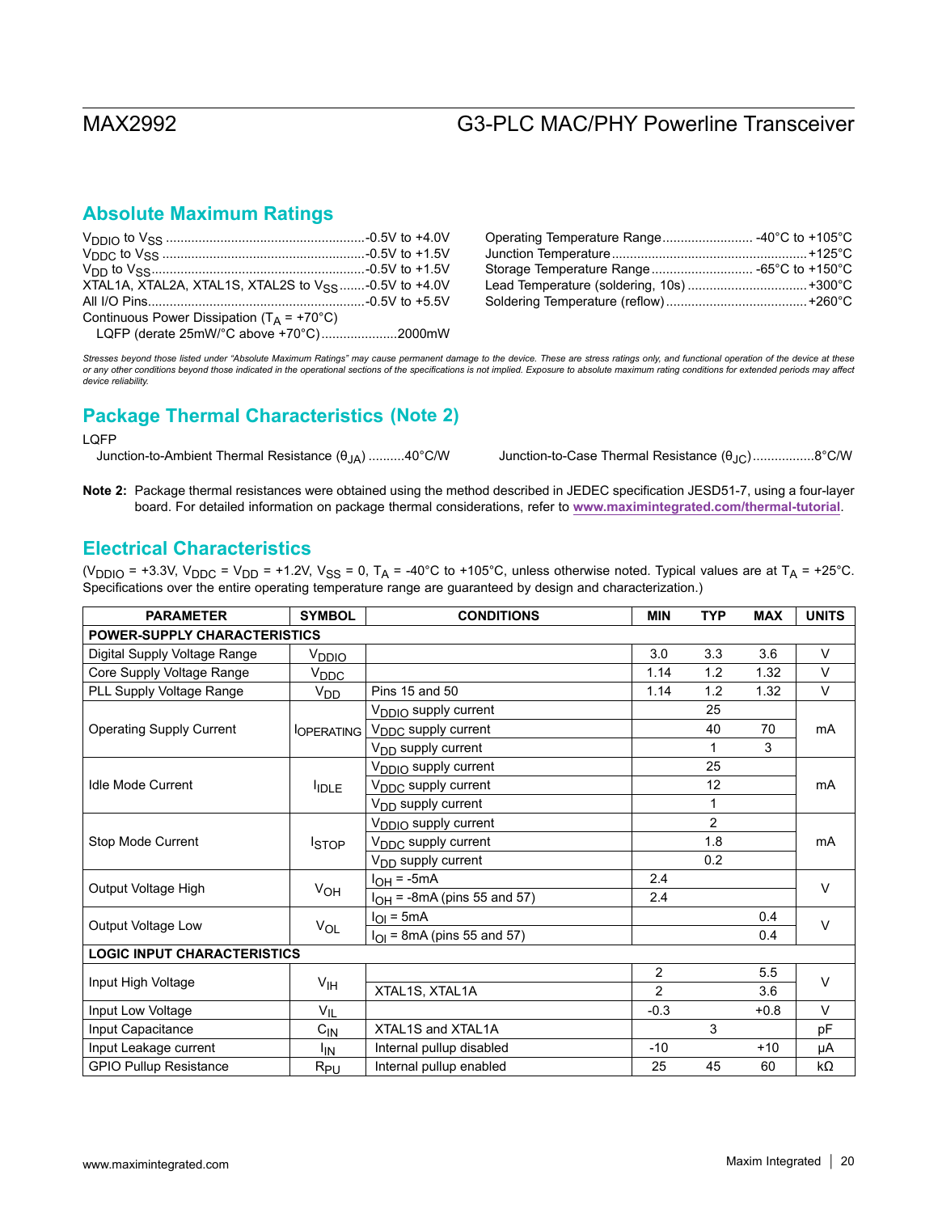## Absolute Maximum Ratings

$V_{DDIO}$ to $V_{SS}$ ....................................................-0.5V to +4.0V
$V_{DDC}$ to $V_{SS}$ ....................................................-0.5V to +1.5V
$V_{DD}$ to $V_{SS}$......................................................-0.5V to +1.5V
XTAL1A, XTAL2A, XTAL1S, XTAL2S to $V_{SS}$.......-0.5V to +4.0V
All I/O Pins..........................................................-0.5V to +5.5V
Continuous Power Dissipation ($T_A$ = +70°C)
LQFP (derate 25mW/°C above +70°C)....................2000mW

Operating Temperature Range......................... -40°C to +105°C
Junction Temperature.....................................................+125°C
Storage Temperature Range............................ -65°C to +150°C
Lead Temperature (soldering, 10s) ................................+300°C
Soldering Temperature (reflow).......................................+260°C

*Stresses beyond those listed under "Absolute Maximum Ratings" may cause permanent damage to the device. These are stress ratings only, and functional operation of the device at these or any other conditions beyond those indicated in the operational sections of the specifications is not implied. Exposure to absolute maximum rating conditions for extended periods may affect device reliability.*

## Package Thermal Characteristics (Note 2)

LQFP

Junction-to-Ambient Thermal Resistance ($\theta_{JA}$) ..........40°C/W

Junction-to-Case Thermal Resistance ($\theta_{JC}$).................8°C/W

**Note 2:** Package thermal resistances were obtained using the method described in JEDEC specification JESD51-7, using a four-layer board. For detailed information on package thermal considerations, refer to www.maximintegrated.com/thermal-tutorial.

## Electrical Characteristics

($V_{DDIO}$ = +3.3V, $V_{DDC}$ = $V_{DD}$ = +1.2V, $V_{SS}$ = 0, $T_A$ = -40°C to +105°C, unless otherwise noted. Typical values are at $T_A$ = +25°C. Specifications over the entire operating temperature range are guaranteed by design and characterization.)

| PARAMETER | SYMBOL | CONDITIONS | MIN | TYP | MAX | UNITS |
|---|---|---|---|---|---|---|
| **POWER-SUPPLY CHARACTERISTICS** | | | | | | |
| Digital Supply Voltage Range | $V_{DDIO}$ | | 3.0 | 3.3 | 3.6 | V |
| Core Supply Voltage Range | $V_{DDC}$ | | 1.14 | 1.2 | 1.32 | V |
| PLL Supply Voltage Range | $V_{DD}$ | Pins 15 and 50 | 1.14 | 1.2 | 1.32 | V |
| Operating Supply Current | $I_{OPERATING}$ | $V_{DDIO}$ supply current | | 25 | | mA |
| | | $V_{DDC}$ supply current | | 40 | 70 | |
| | | $V_{DD}$ supply current | | 1 | 3 | |
| Idle Mode Current | $I_{IDLE}$ | $V_{DDIO}$ supply current | | 25 | | mA |
| | | $V_{DDC}$ supply current | | 12 | | |
| | | $V_{DD}$ supply current | | 1 | | |
| Stop Mode Current | $I_{STOP}$ | $V_{DDIO}$ supply current | | 2 | | mA |
| | | $V_{DDC}$ supply current | | 1.8 | | |
| | | $V_{DD}$ supply current | | 0.2 | | |
| Output Voltage High | $V_{OH}$ | $I_{OH}$ = -5mA | 2.4 | | | V |
| | | $I_{OH}$ = -8mA (pins 55 and 57) | 2.4 | | | |
| Output Voltage Low | $V_{OL}$ | $I_{OI}$ = 5mA | | | 0.4 | V |
| | | $I_{OI}$ = 8mA (pins 55 and 57) | | | 0.4 | |
| **LOGIC INPUT CHARACTERISTICS** | | | | | | |
| Input High Voltage | $V_{IH}$ | | 2 | | 5.5 | V |
| | | XTAL1S, XTAL1A | 2 | | 3.6 | |
| Input Low Voltage | $V_{IL}$ | | -0.3 | | +0.8 | V |
| Input Capacitance | $C_{IN}$ | XTAL1S and XTAL1A | | 3 | | pF |
| Input Leakage current | $I_{IN}$ | Internal pullup disabled | -10 | | +10 | µA |
| GPIO Pullup Resistance | $R_{PU}$ | Internal pullup enabled | 25 | 45 | 60 | kΩ |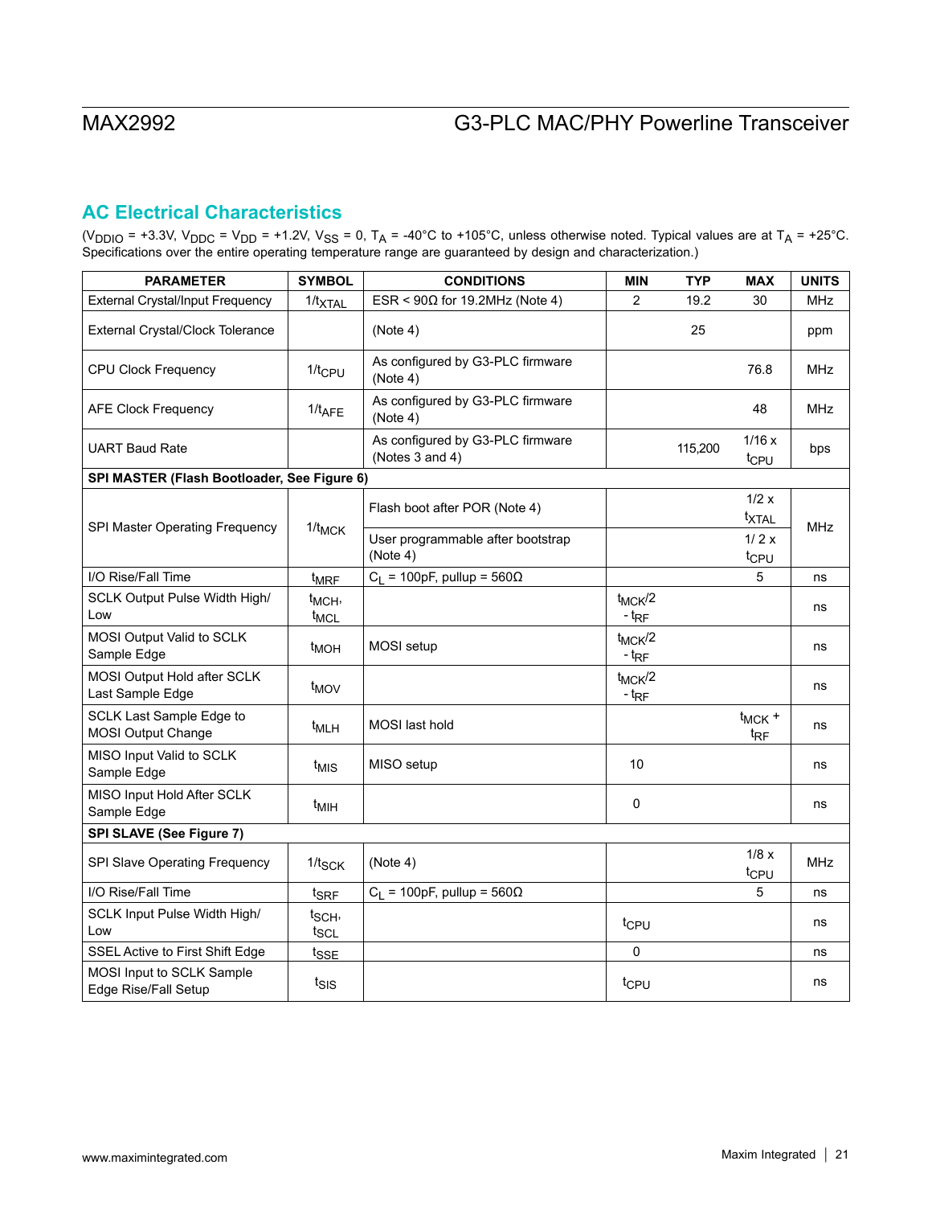## AC Electrical Characteristics

($V_{DDIO}$ = +3.3V, $V_{DDC}$ = $V_{DD}$ = +1.2V, $V_{SS}$ = 0, $T_A$ = -40°C to +105°C, unless otherwise noted. Typical values are at $T_A$ = +25°C. Specifications over the entire operating temperature range are guaranteed by design and characterization.)

| PARAMETER | SYMBOL | CONDITIONS | MIN | TYP | MAX | UNITS |
|---|---|---|---|---|---|---|
| External Crystal/Input Frequency | $1/t_{XTAL}$ | ESR < 90Ω for 19.2MHz (Note 4) | 2 | 19.2 | 30 | MHz |
| External Crystal/Clock Tolerance | | (Note 4) | | 25 | | ppm |
| CPU Clock Frequency | $1/t_{CPU}$ | As configured by G3-PLC firmware (Note 4) | | | 76.8 | MHz |
| AFE Clock Frequency | $1/t_{AFE}$ | As configured by G3-PLC firmware (Note 4) | | | 48 | MHz |
| UART Baud Rate | | As configured by G3-PLC firmware (Notes 3 and 4) | | 115,200 | 1/16 x $t_{CPU}$ | bps |
| **SPI MASTER (Flash Bootloader, See Figure 6)** | | | | | | |
| SPI Master Operating Frequency | $1/t_{MCK}$ | Flash boot after POR (Note 4) | | | 1/2 x $t_{XTAL}$ | MHz |
| | | User programmable after bootstrap (Note 4) | | | 1/ 2 x $t_{CPU}$ | |
| I/O Rise/Fall Time | $t_{MRF}$ | $C_L$ = 100pF, pullup = 560Ω | | | 5 | ns |
| SCLK Output Pulse Width High/ Low | $t_{MCH}$, $t_{MCL}$ | | $t_{MCK}/2 - t_{RF}$ | | | ns |
| MOSI Output Valid to SCLK Sample Edge | $t_{MOH}$ | MOSI setup | $t_{MCK}/2 - t_{RF}$ | | | ns |
| MOSI Output Hold after SCLK Last Sample Edge | $t_{MOV}$ | | $t_{MCK}/2 - t_{RF}$ | | | ns |
| SCLK Last Sample Edge to MOSI Output Change | $t_{MLH}$ | MOSI last hold | | | $t_{MCK} + t_{RF}$ | ns |
| MISO Input Valid to SCLK Sample Edge | $t_{MIS}$ | MISO setup | 10 | | | ns |
| MISO Input Hold After SCLK Sample Edge | $t_{MIH}$ | | 0 | | | ns |
| **SPI SLAVE (See Figure 7)** | | | | | | |
| SPI Slave Operating Frequency | $1/t_{SCK}$ | (Note 4) | | | 1/8 x $t_{CPU}$ | MHz |
| I/O Rise/Fall Time | $t_{SRF}$ | $C_L$ = 100pF, pullup = 560Ω | | | 5 | ns |
| SCLK Input Pulse Width High/ Low | $t_{SCH}$, $t_{SCL}$ | | $t_{CPU}$ | | | ns |
| SSEL Active to First Shift Edge | $t_{SSE}$ | | 0 | | | ns |
| MOSI Input to SCLK Sample Edge Rise/Fall Setup | $t_{SIS}$ | | $t_{CPU}$ | | | ns |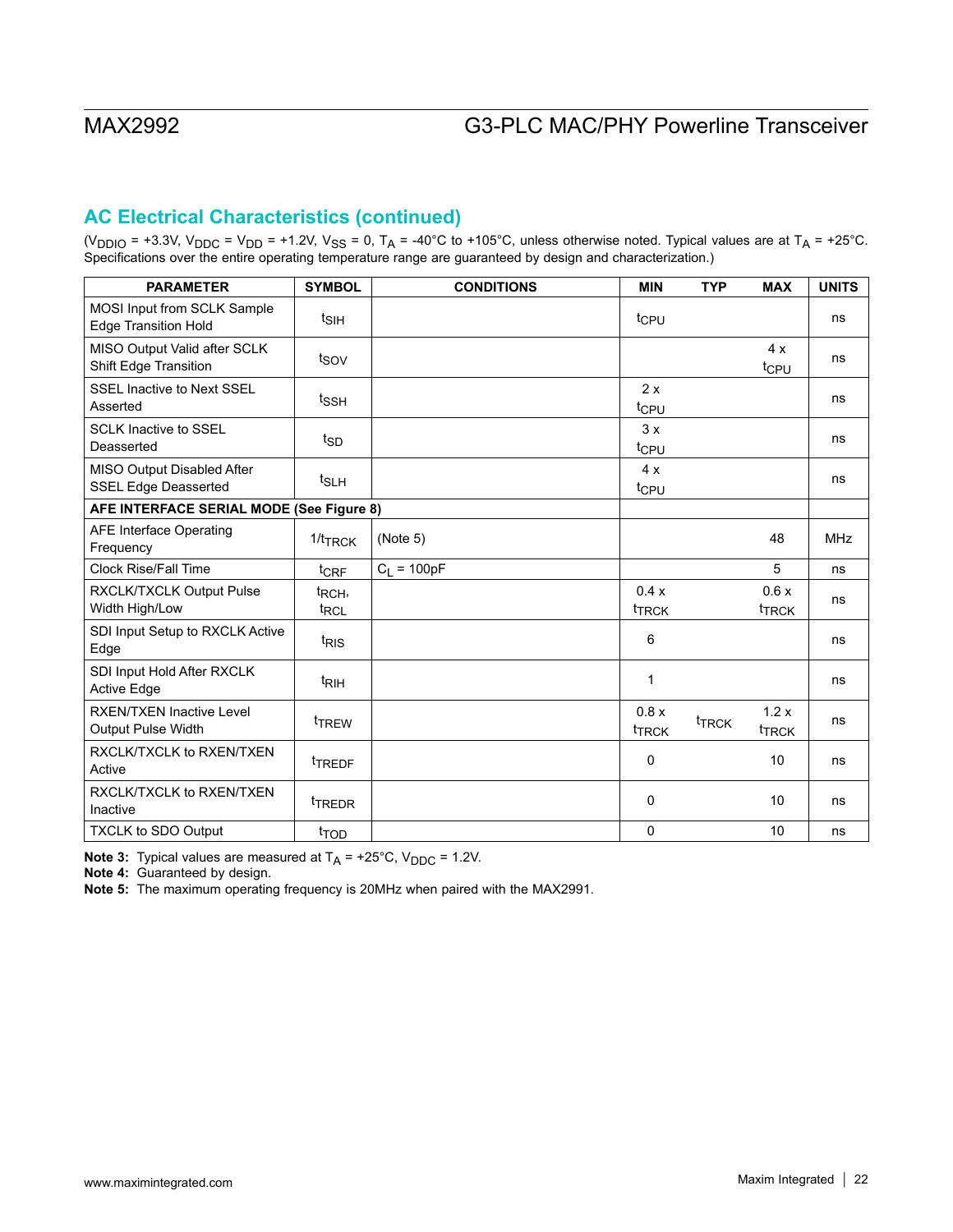## AC Electrical Characteristics (continued)

($V_{DDIO}$ = +3.3V, $V_{DDC}$ = $V_{DD}$ = +1.2V, $V_{SS}$ = 0, $T_A$ = -40°C to +105°C, unless otherwise noted. Typical values are at $T_A$ = +25°C. Specifications over the entire operating temperature range are guaranteed by design and characterization.)

| PARAMETER | SYMBOL | CONDITIONS | MIN | TYP | MAX | UNITS |
|---|---|---|---|---|---|---|
| MOSI Input from SCLK Sample Edge Transition Hold | $t_{SIH}$ | | $t_{CPU}$ | | | ns |
| MISO Output Valid after SCLK Shift Edge Transition | $t_{SOV}$ | | | | 4 x $t_{CPU}$ | ns |
| SSEL Inactive to Next SSEL Asserted | $t_{SSH}$ | | 2 x $t_{CPU}$ | | | ns |
| SCLK Inactive to SSEL Deasserted | $t_{SD}$ | | 3 x $t_{CPU}$ | | | ns |
| MISO Output Disabled After SSEL Edge Deasserted | $t_{SLH}$ | | 4 x $t_{CPU}$ | | | ns |
| **AFE INTERFACE SERIAL MODE (See Figure 8)** | | | | | | |
| AFE Interface Operating Frequency | $1/t_{TRCK}$ | (Note 5) | | | 48 | MHz |
| Clock Rise/Fall Time | $t_{CRF}$ | $C_L$ = 100pF | | | 5 | ns |
| RXCLK/TXCLK Output Pulse Width High/Low | $t_{RCH}$, $t_{RCL}$ | | 0.4 x $t_{TRCK}$ | | 0.6 x $t_{TRCK}$ | ns |
| SDI Input Setup to RXCLK Active Edge | $t_{RIS}$ | | 6 | | | ns |
| SDI Input Hold After RXCLK Active Edge | $t_{RIH}$ | | 1 | | | ns |
| RXEN/TXEN Inactive Level Output Pulse Width | $t_{TREW}$ | | 0.8 x $t_{TRCK}$ | $t_{TRCK}$ | 1.2 x $t_{TRCK}$ | ns |
| RXCLK/TXCLK to RXEN/TXEN Active | $t_{TREDF}$ | | 0 | | 10 | ns |
| RXCLK/TXCLK to RXEN/TXEN Inactive | $t_{TREDR}$ | | 0 | | 10 | ns |
| TXCLK to SDO Output | $t_{TOD}$ | | 0 | | 10 | ns |

**Note 3:** Typical values are measured at $T_A$ = +25°C, $V_{DDC}$ = 1.2V.
**Note 4:** Guaranteed by design.
**Note 5:** The maximum operating frequency is 20MHz when paired with the MAX2991.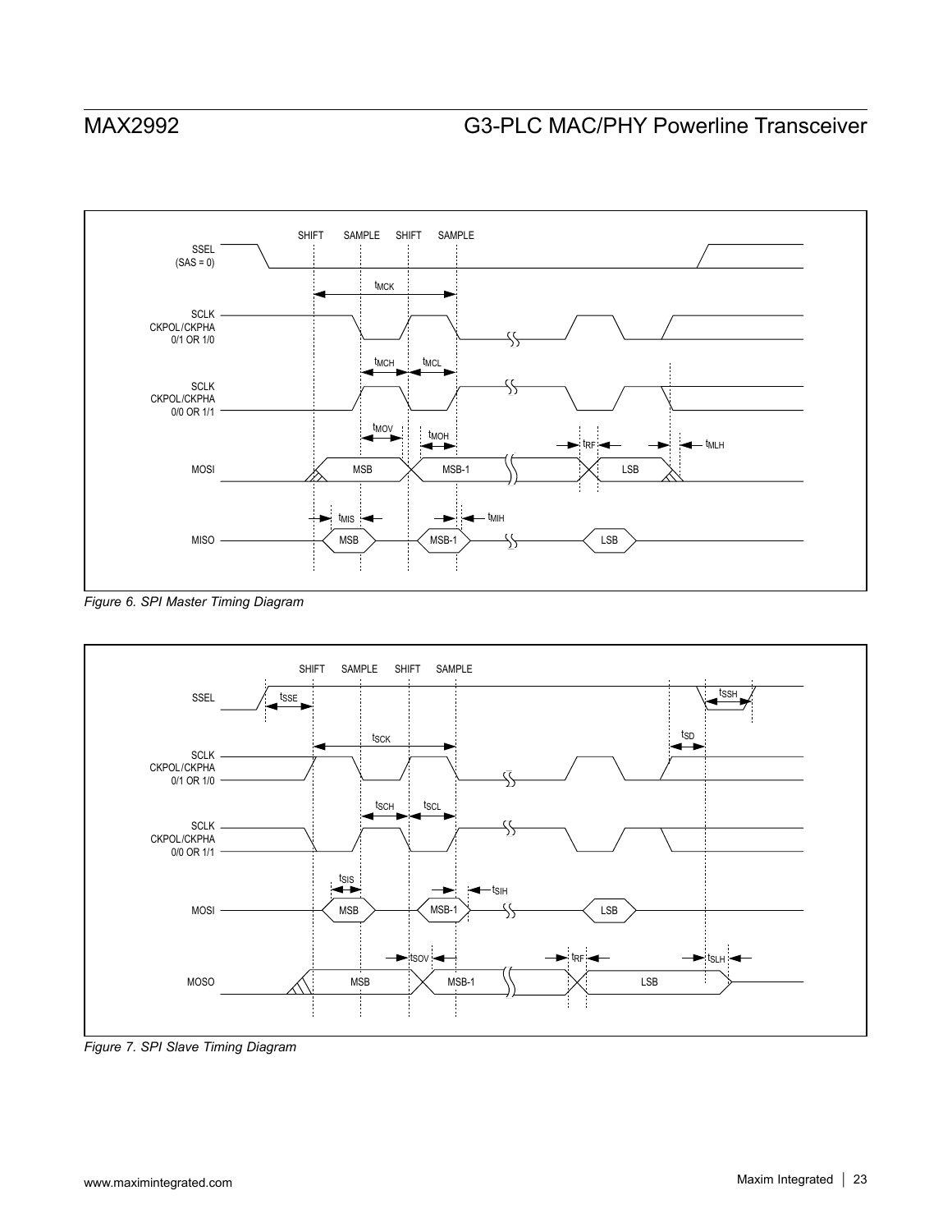Figure 6. SPI Master Timing Diagram

Figure 7. SPI Slave Timing Diagram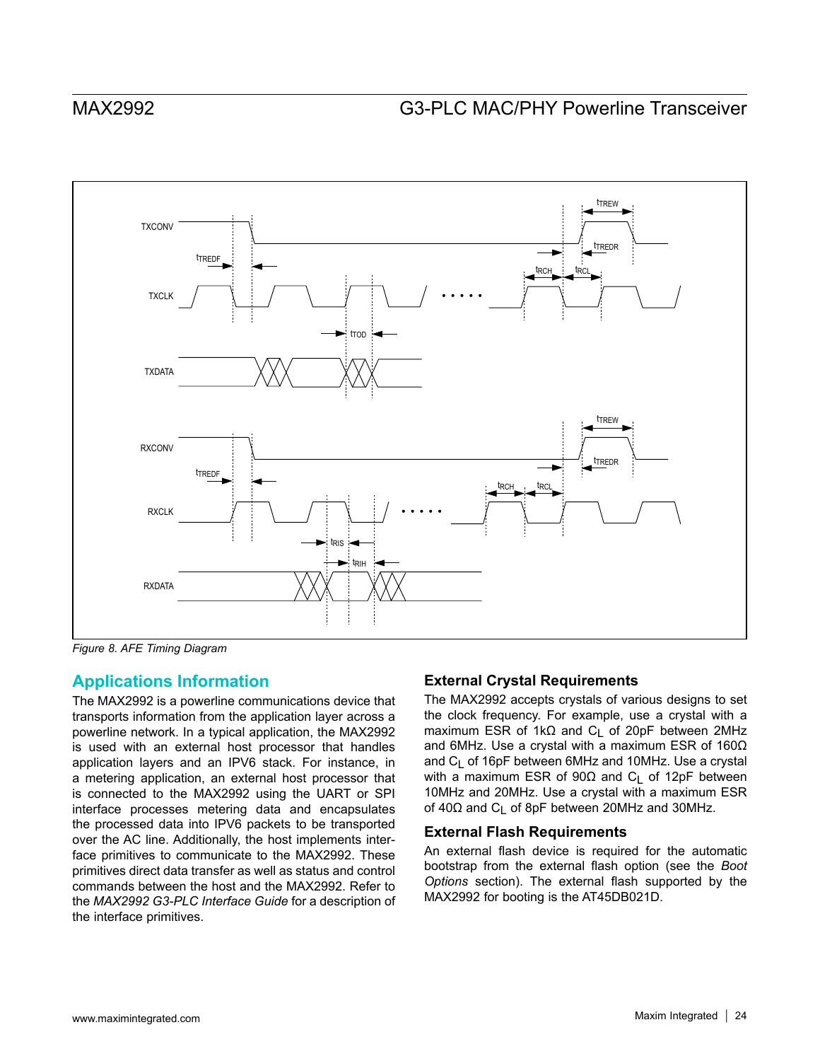Figure 8. AFE Timing Diagram

## Applications Information

The MAX2992 is a powerline communications device that transports information from the application layer across a powerline network. In a typical application, the MAX2992 is used with an external host processor that handles application layers and an IPV6 stack. For instance, in a metering application, an external host processor that is connected to the MAX2992 using the UART or SPI interface processes metering data and encapsulates the processed data into IPV6 packets to be transported over the AC line. Additionally, the host implements interface primitives to communicate to the MAX2992. These primitives direct data transfer as well as status and control commands between the host and the MAX2992. Refer to the *MAX2992 G3-PLC Interface Guide* for a description of the interface primitives.

### External Crystal Requirements

The MAX2992 accepts crystals of various designs to set the clock frequency. For example, use a crystal with a maximum ESR of 1kΩ and $C_L$ of 20pF between 2MHz and 6MHz. Use a crystal with a maximum ESR of 160Ω and $C_L$ of 16pF between 6MHz and 10MHz. Use a crystal with a maximum ESR of 90Ω and $C_L$ of 12pF between 10MHz and 20MHz. Use a crystal with a maximum ESR of 40Ω and $C_L$ of 8pF between 20MHz and 30MHz.

### External Flash Requirements

An external flash device is required for the automatic bootstrap from the external flash option (see the *Boot Options* section). The external flash supported by the MAX2992 for booting is the AT45DB021D.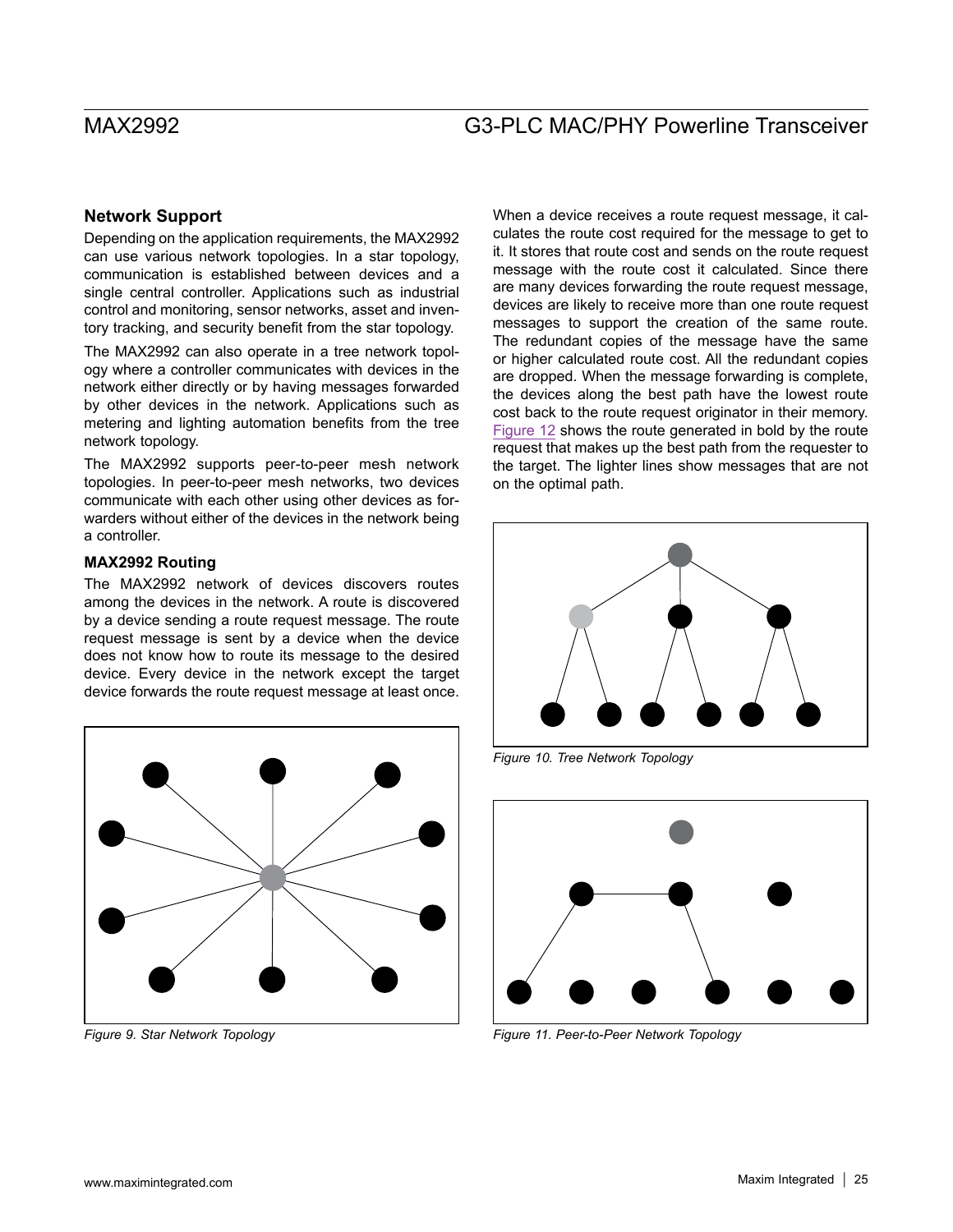## Network Support

Depending on the application requirements, the MAX2992 can use various network topologies. In a star topology, communication is established between devices and a single central controller. Applications such as industrial control and monitoring, sensor networks, asset and inventory tracking, and security benefit from the star topology.

The MAX2992 can also operate in a tree network topology where a controller communicates with devices in the network either directly or by having messages forwarded by other devices in the network. Applications such as metering and lighting automation benefits from the tree network topology.

The MAX2992 supports peer-to-peer mesh network topologies. In peer-to-peer mesh networks, two devices communicate with each other using other devices as forwarders without either of the devices in the network being a controller.

### MAX2992 Routing

The MAX2992 network of devices discovers routes among the devices in the network. A route is discovered by a device sending a route request message. The route request message is sent by a device when the device does not know how to route its message to the desired device. Every device in the network except the target device forwards the route request message at least once.

*Figure 9. Star Network Topology*

When a device receives a route request message, it calculates the route cost required for the message to get to it. It stores that route cost and sends on the route request message with the route cost it calculated. Since there are many devices forwarding the route request message, devices are likely to receive more than one route request messages to support the creation of the same route. The redundant copies of the message have the same or higher calculated route cost. All the redundant copies are dropped. When the message forwarding is complete, the devices along the best path have the lowest route cost back to the route request originator in their memory. Figure 12 shows the route generated in bold by the route request that makes up the best path from the requester to the target. The lighter lines show messages that are not on the optimal path.

*Figure 10. Tree Network Topology*

*Figure 11. Peer-to-Peer Network Topology*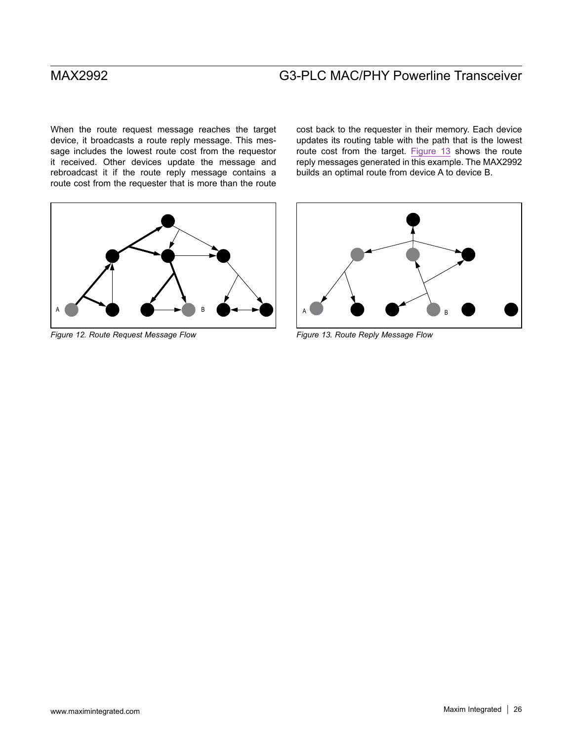When the route request message reaches the target device, it broadcasts a route reply message. This message includes the lowest route cost from the requestor it received. Other devices update the message and rebroadcast it if the route reply message contains a route cost from the requester that is more than the route cost back to the requester in their memory. Each device updates its routing table with the path that is the lowest route cost from the target. Figure 13 shows the route reply messages generated in this example. The MAX2992 builds an optimal route from device A to device B.

*Figure 12. Route Request Message Flow*

*Figure 13. Route Reply Message Flow*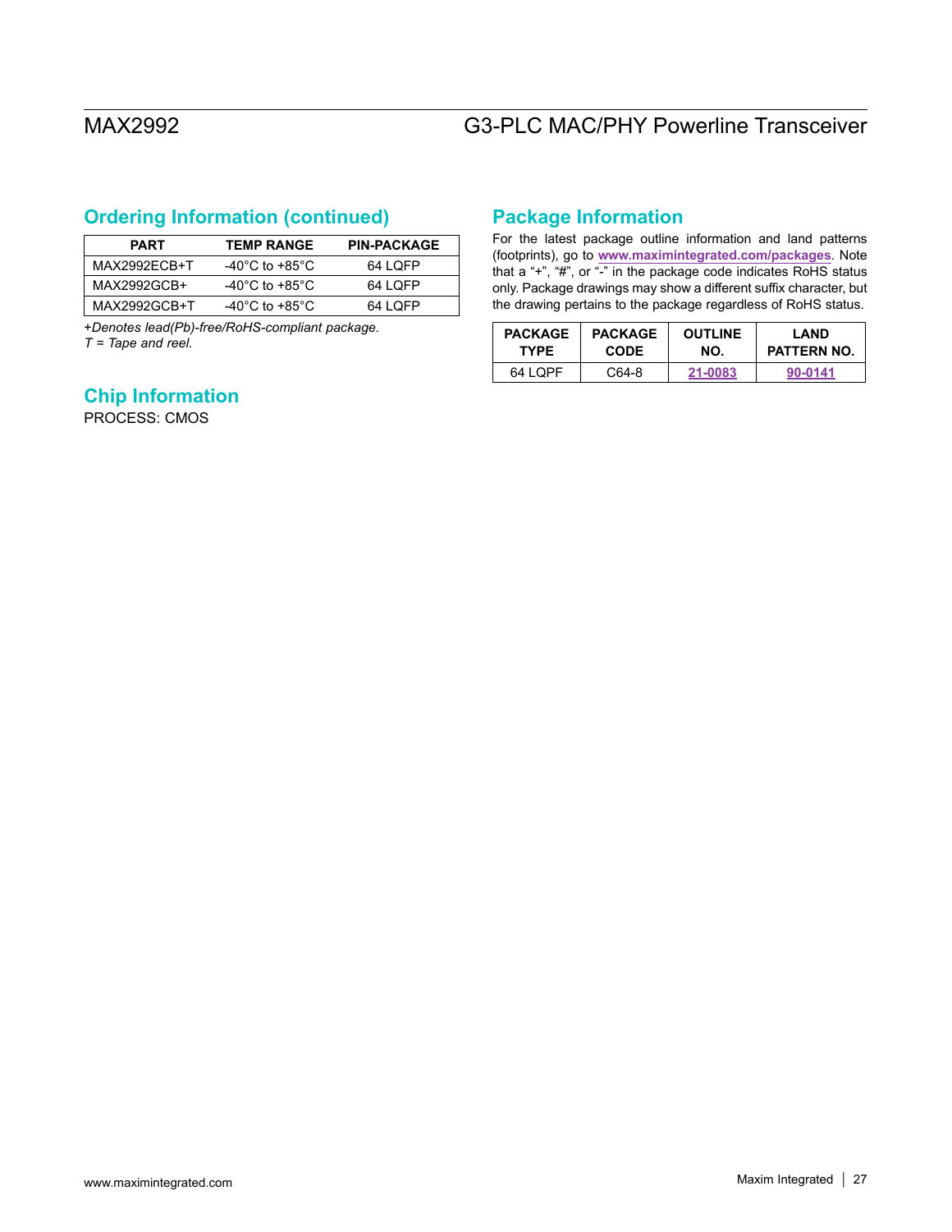## Ordering Information (continued)

| PART | TEMP RANGE | PIN-PACKAGE |
|---|---|---|
| MAX2992ECB+T | -40°C to +85°C | 64 LQFP |
| MAX2992GCB+ | -40°C to +85°C | 64 LQFP |
| MAX2992GCB+T | -40°C to +85°C | 64 LQFP |

*+Denotes lead(Pb)-free/RoHS-compliant package.*
*T = Tape and reel.*

## Chip Information

PROCESS: CMOS

## Package Information

For the latest package outline information and land patterns (footprints), go to **www.maximintegrated.com/packages**. Note that a "+", "#", or "-" in the package code indicates RoHS status only. Package drawings may show a different suffix character, but the drawing pertains to the package regardless of RoHS status.

| PACKAGE TYPE | PACKAGE CODE | OUTLINE NO. | LAND PATTERN NO. |
|---|---|---|---|
| 64 LQPF | C64-8 | 21-0083 | 90-0141 |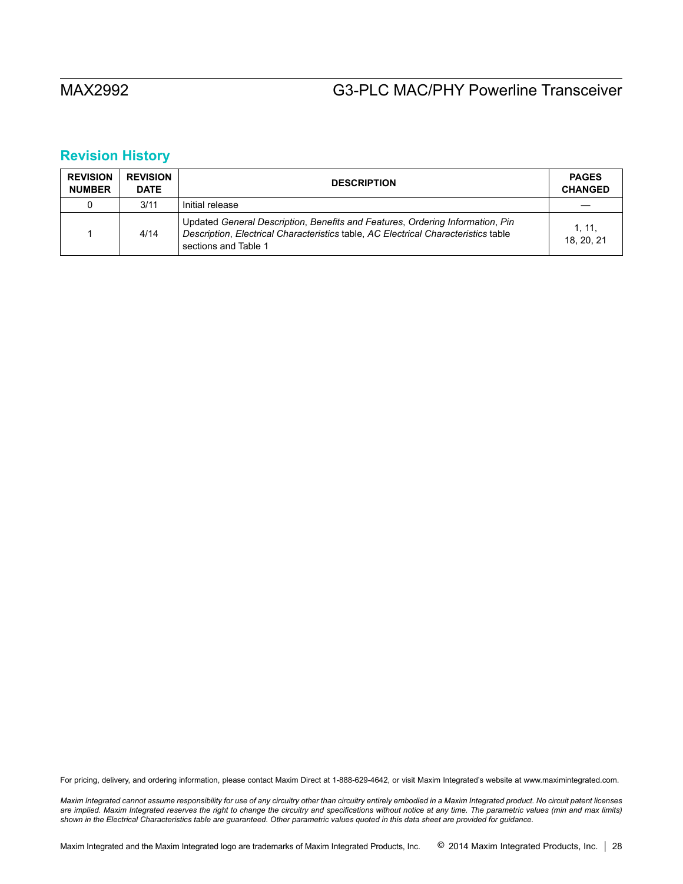## Revision History

| REVISION NUMBER | REVISION DATE | DESCRIPTION | PAGES CHANGED |
|---|---|---|---|
| 0 | 3/11 | Initial release | — |
| 1 | 4/14 | Updated *General Description*, *Benefits and Features*, *Ordering Information*, *Pin Description*, *Electrical Characteristics* table, *AC Electrical Characteristics* table sections and Table 1 | 1, 11, 18, 20, 21 |

For pricing, delivery, and ordering information, please contact Maxim Direct at 1-888-629-4642, or visit Maxim Integrated's website at www.maximintegrated.com.

*Maxim Integrated cannot assume responsibility for use of any circuitry other than circuitry entirely embodied in a Maxim Integrated product. No circuit patent licenses are implied. Maxim Integrated reserves the right to change the circuitry and specifications without notice at any time. The parametric values (min and max limits) shown in the Electrical Characteristics table are guaranteed. Other parametric values quoted in this data sheet are provided for guidance.*

Maxim Integrated and the Maxim Integrated logo are trademarks of Maxim Integrated Products, Inc. © 2014 Maxim Integrated Products, Inc.